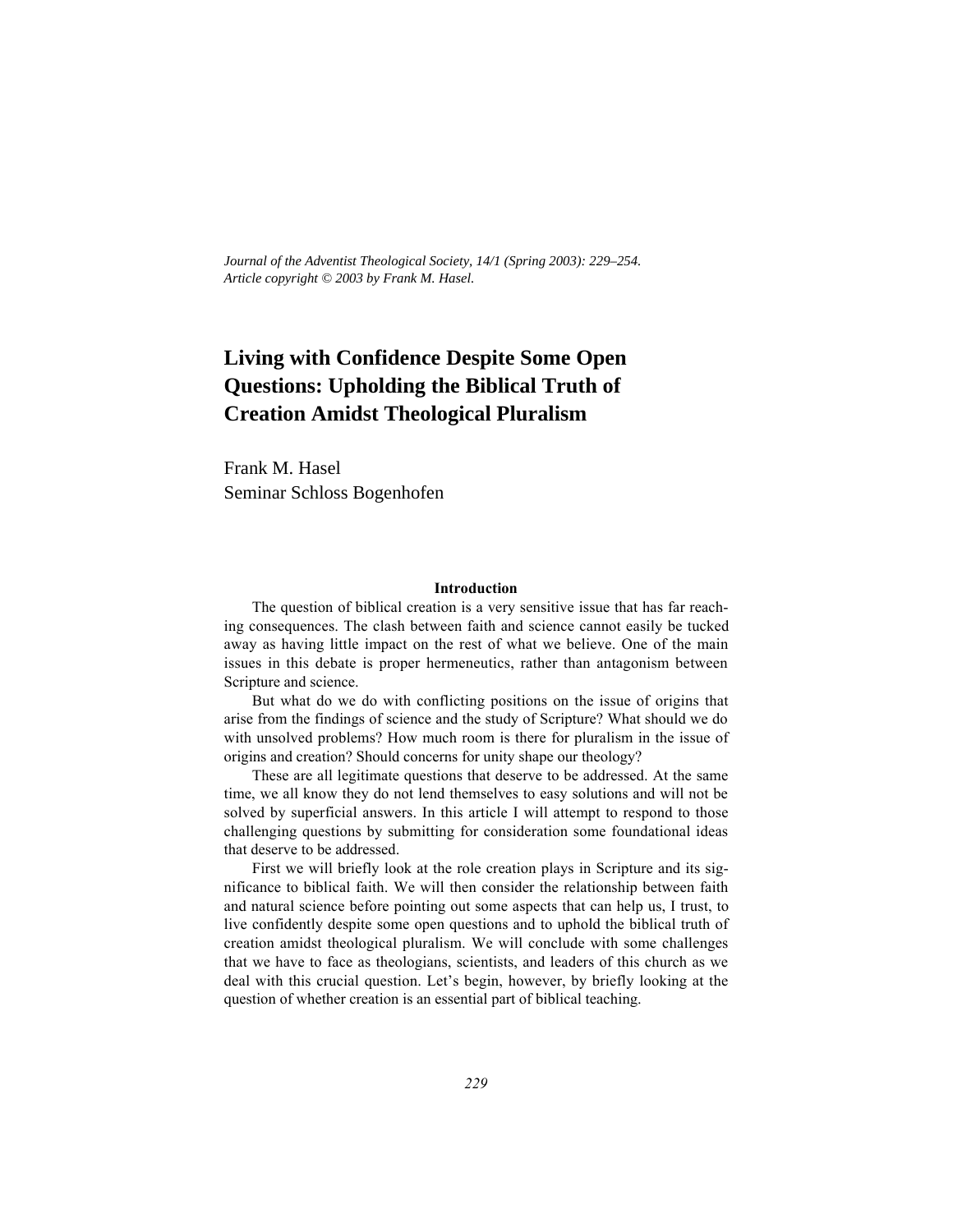*Journal of the Adventist Theological Society, 14/1 (Spring 2003): 229–254.*
*Article copyright © 2003 by Frank M. Hasel.*

# Living with Confidence Despite Some Open Questions: Upholding the Biblical Truth of Creation Amidst Theological Pluralism

Frank M. Hasel
Seminar Schloss Bogenhofen

## Introduction

The question of biblical creation is a very sensitive issue that has far reaching consequences. The clash between faith and science cannot easily be tucked away as having little impact on the rest of what we believe. One of the main issues in this debate is proper hermeneutics, rather than antagonism between Scripture and science.

But what do we do with conflicting positions on the issue of origins that arise from the findings of science and the study of Scripture? What should we do with unsolved problems? How much room is there for pluralism in the issue of origins and creation? Should concerns for unity shape our theology?

These are all legitimate questions that deserve to be addressed. At the same time, we all know they do not lend themselves to easy solutions and will not be solved by superficial answers. In this article I will attempt to respond to those challenging questions by submitting for consideration some foundational ideas that deserve to be addressed.

First we will briefly look at the role creation plays in Scripture and its significance to biblical faith. We will then consider the relationship between faith and natural science before pointing out some aspects that can help us, I trust, to live confidently despite some open questions and to uphold the biblical truth of creation amidst theological pluralism. We will conclude with some challenges that we have to face as theologians, scientists, and leaders of this church as we deal with this crucial question. Let's begin, however, by briefly looking at the question of whether creation is an essential part of biblical teaching.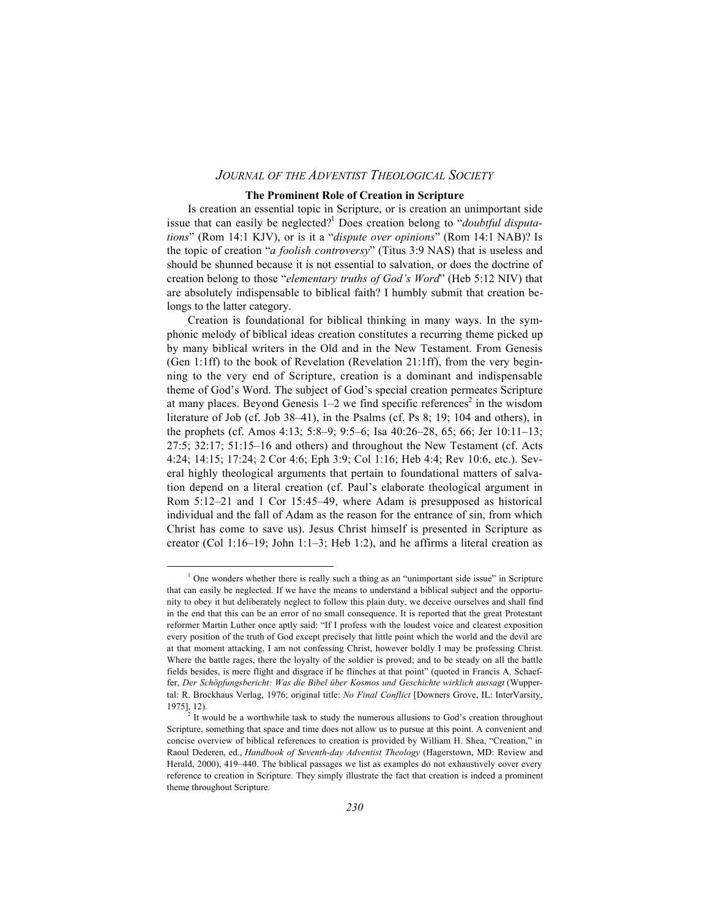### The Prominent Role of Creation in Scripture

Is creation an essential topic in Scripture, or is creation an unimportant side issue that can easily be neglected?[1] Does creation belong to "*doubtful disputations*" (Rom 14:1 KJV), or is it a "*dispute over opinions*" (Rom 14:1 NAB)? Is the topic of creation "*a foolish controversy*" (Titus 3:9 NAS) that is useless and should be shunned because it is not essential to salvation, or does the doctrine of creation belong to those "*elementary truths of God's Word*" (Heb 5:12 NIV) that are absolutely indispensable to biblical faith? I humbly submit that creation belongs to the latter category.

Creation is foundational for biblical thinking in many ways. In the symphonic melody of biblical ideas creation constitutes a recurring theme picked up by many biblical writers in the Old and in the New Testament. From Genesis (Gen 1:1ff) to the book of Revelation (Revelation 21:1ff), from the very beginning to the very end of Scripture, creation is a dominant and indispensable theme of God's Word. The subject of God's special creation permeates Scripture at many places. Beyond Genesis 1–2 we find specific references[2] in the wisdom literature of Job (cf. Job 38–41), in the Psalms (cf. Ps 8; 19; 104 and others), in the prophets (cf. Amos 4:13; 5:8–9; 9:5–6; Isa 40:26–28, 65; 66; Jer 10:11–13; 27:5; 32:17; 51:15–16 and others) and throughout the New Testament (cf. Acts 4:24; 14:15; 17:24; 2 Cor 4:6; Eph 3:9; Col 1:16; Heb 4:4; Rev 10:6, etc.). Several highly theological arguments that pertain to foundational matters of salvation depend on a literal creation (cf. Paul's elaborate theological argument in Rom 5:12–21 and 1 Cor 15:45–49, where Adam is presupposed as historical individual and the fall of Adam as the reason for the entrance of sin, from which Christ has come to save us). Jesus Christ himself is presented in Scripture as creator (Col 1:16–19; John 1:1–3; Heb 1:2), and he affirms a literal creation as

[1] One wonders whether there is really such a thing as an "unimportant side issue" in Scripture that can easily be neglected. If we have the means to understand a biblical subject and the opportunity to obey it but deliberately neglect to follow this plain duty, we deceive ourselves and shall find in the end that this can be an error of no small consequence. It is reported that the great Protestant reformer Martin Luther once aptly said: "If I profess with the loudest voice and clearest exposition every position of the truth of God except precisely that little point which the world and the devil are at that moment attacking, I am not confessing Christ, however boldly I may be professing Christ. Where the battle rages, there the loyalty of the soldier is proved; and to be steady on all the battle fields besides, is mere flight and disgrace if he flinches at that point" (quoted in Francis A. Schaeffer, *Der Schöpfungsbericht: Was die Bibel über Kosmos und Geschichte wirklich aussagt* (Wuppertal: R. Brockhaus Verlag, 1976; original title: *No Final Conflict* [Downers Grove, IL: InterVarsity, 1975], 12).

[2] It would be a worthwhile task to study the numerous allusions to God's creation throughout Scripture, something that space and time does not allow us to pursue at this point. A convenient and concise overview of biblical references to creation is provided by William H. Shea, "Creation," in Raoul Dederen, ed., *Handbook of Seventh-day Adventist Theology* (Hagerstown, MD: Review and Herald, 2000), 419–440. The biblical passages we list as examples do not exhaustively cover every reference to creation in Scripture. They simply illustrate the fact that creation is indeed a prominent theme throughout Scripture.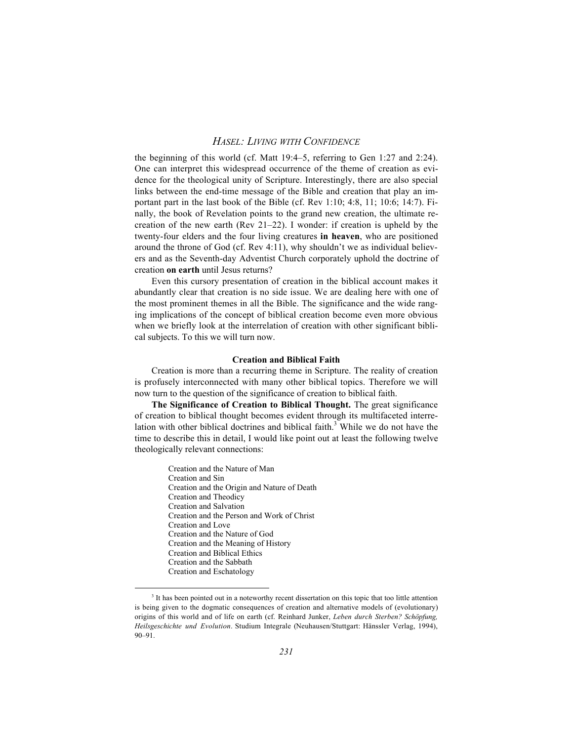the beginning of this world (cf. Matt 19:4–5, referring to Gen 1:27 and 2:24). One can interpret this widespread occurrence of the theme of creation as evidence for the theological unity of Scripture. Interestingly, there are also special links between the end-time message of the Bible and creation that play an important part in the last book of the Bible (cf. Rev 1:10; 4:8, 11; 10:6; 14:7). Finally, the book of Revelation points to the grand new creation, the ultimate re-creation of the new earth (Rev 21–22). I wonder: if creation is upheld by the twenty-four elders and the four living creatures **in heaven**, who are positioned around the throne of God (cf. Rev 4:11), why shouldn't we as individual believers and as the Seventh-day Adventist Church corporately uphold the doctrine of creation **on earth** until Jesus returns?

Even this cursory presentation of creation in the biblical account makes it abundantly clear that creation is no side issue. We are dealing here with one of the most prominent themes in all the Bible. The significance and the wide ranging implications of the concept of biblical creation become even more obvious when we briefly look at the interrelation of creation with other significant biblical subjects. To this we will turn now.

## Creation and Biblical Faith

Creation is more than a recurring theme in Scripture. The reality of creation is profusely interconnected with many other biblical topics. Therefore we will now turn to the question of the significance of creation to biblical faith.

**The Significance of Creation to Biblical Thought.** The great significance of creation to biblical thought becomes evident through its multifaceted interrelation with other biblical doctrines and biblical faith.[3] While we do not have the time to describe this in detail, I would like point out at least the following twelve theologically relevant connections:

Creation and the Nature of Man
Creation and Sin
Creation and the Origin and Nature of Death
Creation and Theodicy
Creation and Salvation
Creation and the Person and Work of Christ
Creation and Love
Creation and the Nature of God
Creation and the Meaning of History
Creation and Biblical Ethics
Creation and the Sabbath
Creation and Eschatology

---

[3] It has been pointed out in a noteworthy recent dissertation on this topic that too little attention is being given to the dogmatic consequences of creation and alternative models of (evolutionary) origins of this world and of life on earth (cf. Reinhard Junker, *Leben durch Sterben? Schöpfung, Heilsgeschichte und Evolution*. Studium Integrale (Neuhausen/Stuttgart: Hänssler Verlag, 1994), 90–91.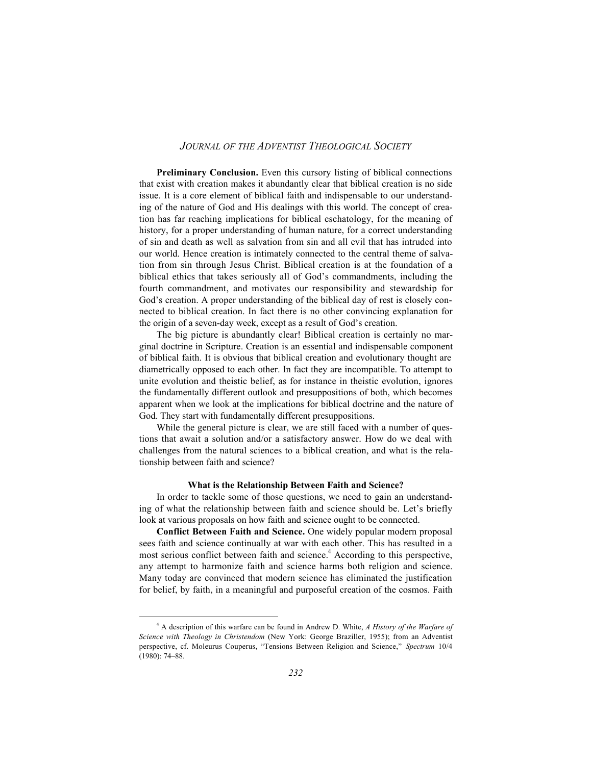**Preliminary Conclusion.** Even this cursory listing of biblical connections that exist with creation makes it abundantly clear that biblical creation is no side issue. It is a core element of biblical faith and indispensable to our understanding of the nature of God and His dealings with this world. The concept of creation has far reaching implications for biblical eschatology, for the meaning of history, for a proper understanding of human nature, for a correct understanding of sin and death as well as salvation from sin and all evil that has intruded into our world. Hence creation is intimately connected to the central theme of salvation from sin through Jesus Christ. Biblical creation is at the foundation of a biblical ethics that takes seriously all of God's commandments, including the fourth commandment, and motivates our responsibility and stewardship for God's creation. A proper understanding of the biblical day of rest is closely connected to biblical creation. In fact there is no other convincing explanation for the origin of a seven-day week, except as a result of God's creation.

The big picture is abundantly clear! Biblical creation is certainly no marginal doctrine in Scripture. Creation is an essential and indispensable component of biblical faith. It is obvious that biblical creation and evolutionary thought are diametrically opposed to each other. In fact they are incompatible. To attempt to unite evolution and theistic belief, as for instance in theistic evolution, ignores the fundamentally different outlook and presuppositions of both, which becomes apparent when we look at the implications for biblical doctrine and the nature of God. They start with fundamentally different presuppositions.

While the general picture is clear, we are still faced with a number of questions that await a solution and/or a satisfactory answer. How do we deal with challenges from the natural sciences to a biblical creation, and what is the relationship between faith and science?

### What is the Relationship Between Faith and Science?

In order to tackle some of those questions, we need to gain an understanding of what the relationship between faith and science should be. Let's briefly look at various proposals on how faith and science ought to be connected.

**Conflict Between Faith and Science.** One widely popular modern proposal sees faith and science continually at war with each other. This has resulted in a most serious conflict between faith and science.[4] According to this perspective, any attempt to harmonize faith and science harms both religion and science. Many today are convinced that modern science has eliminated the justification for belief, by faith, in a meaningful and purposeful creation of the cosmos. Faith

---

[4] A description of this warfare can be found in Andrew D. White, *A History of the Warfare of Science with Theology in Christendom* (New York: George Braziller, 1955); from an Adventist perspective, cf. Moleurus Couperus, "Tensions Between Religion and Science," *Spectrum* 10/4 (1980): 74–88.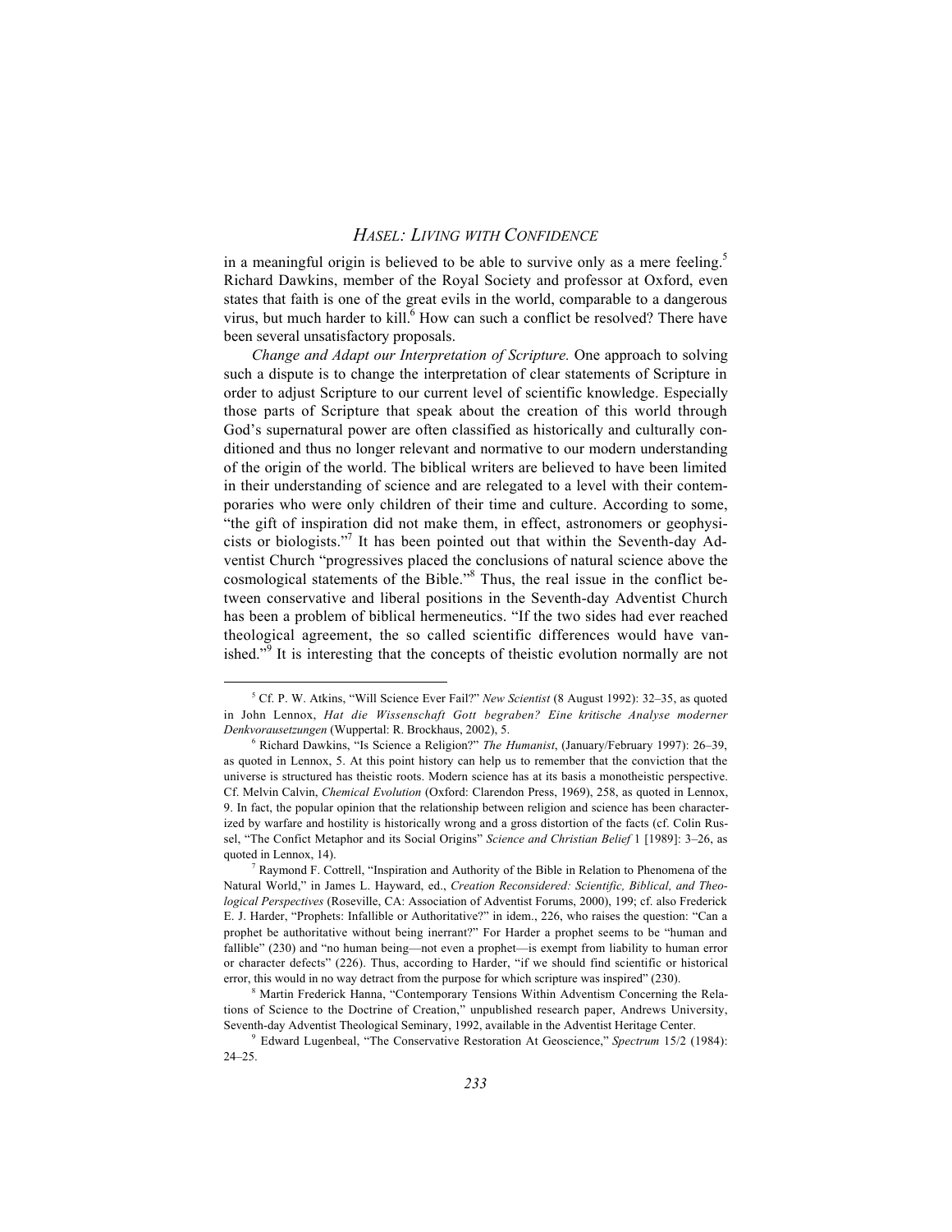in a meaningful origin is believed to be able to survive only as a mere feeling.[5] Richard Dawkins, member of the Royal Society and professor at Oxford, even states that faith is one of the great evils in the world, comparable to a dangerous virus, but much harder to kill.[6] How can such a conflict be resolved? There have been several unsatisfactory proposals.

*Change and Adapt our Interpretation of Scripture.* One approach to solving such a dispute is to change the interpretation of clear statements of Scripture in order to adjust Scripture to our current level of scientific knowledge. Especially those parts of Scripture that speak about the creation of this world through God's supernatural power are often classified as historically and culturally conditioned and thus no longer relevant and normative to our modern understanding of the origin of the world. The biblical writers are believed to have been limited in their understanding of science and are relegated to a level with their contemporaries who were only children of their time and culture. According to some, "the gift of inspiration did not make them, in effect, astronomers or geophysicists or biologists."[7] It has been pointed out that within the Seventh-day Adventist Church "progressives placed the conclusions of natural science above the cosmological statements of the Bible."[8] Thus, the real issue in the conflict between conservative and liberal positions in the Seventh-day Adventist Church has been a problem of biblical hermeneutics. "If the two sides had ever reached theological agreement, the so called scientific differences would have vanished."[9] It is interesting that the concepts of theistic evolution normally are not

---

[5] Cf. P. W. Atkins, "Will Science Ever Fail?" *New Scientist* (8 August 1992): 32–35, as quoted in John Lennox, *Hat die Wissenschaft Gott begraben? Eine kritische Analyse moderner Denkvorausetzungen* (Wuppertal: R. Brockhaus, 2002), 5.

[6] Richard Dawkins, "Is Science a Religion?" *The Humanist*, (January/February 1997): 26–39, as quoted in Lennox, 5. At this point history can help us to remember that the conviction that the universe is structured has theistic roots. Modern science has at its basis a monotheistic perspective. Cf. Melvin Calvin, *Chemical Evolution* (Oxford: Clarendon Press, 1969), 258, as quoted in Lennox, 9. In fact, the popular opinion that the relationship between religion and science has been characterized by warfare and hostility is historically wrong and a gross distortion of the facts (cf. Colin Russel, "The Confict Metaphor and its Social Origins" *Science and Christian Belief* 1 [1989]: 3–26, as quoted in Lennox, 14).

[7] Raymond F. Cottrell, "Inspiration and Authority of the Bible in Relation to Phenomena of the Natural World," in James L. Hayward, ed., *Creation Reconsidered: Scientific, Biblical, and Theological Perspectives* (Roseville, CA: Association of Adventist Forums, 2000), 199; cf. also Frederick E. J. Harder, "Prophets: Infallible or Authoritative?" in idem., 226, who raises the question: "Can a prophet be authoritative without being inerrant?" For Harder a prophet seems to be "human and fallible" (230) and "no human being—not even a prophet—is exempt from liability to human error or character defects" (226). Thus, according to Harder, "if we should find scientific or historical error, this would in no way detract from the purpose for which scripture was inspired" (230).

[8] Martin Frederick Hanna, "Contemporary Tensions Within Adventism Concerning the Relations of Science to the Doctrine of Creation," unpublished research paper, Andrews University, Seventh-day Adventist Theological Seminary, 1992, available in the Adventist Heritage Center.

[9] Edward Lugenbeal, "The Conservative Restoration At Geoscience," *Spectrum* 15/2 (1984): 24–25.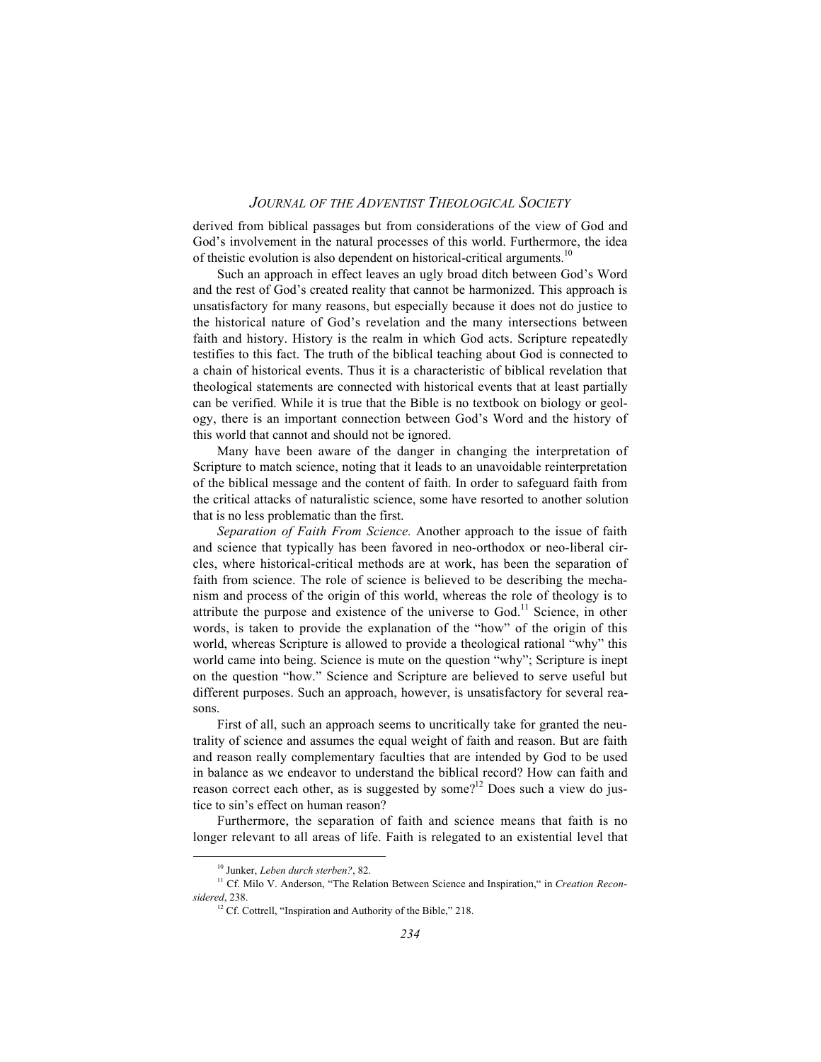derived from biblical passages but from considerations of the view of God and God's involvement in the natural processes of this world. Furthermore, the idea of theistic evolution is also dependent on historical-critical arguments.[10]

Such an approach in effect leaves an ugly broad ditch between God's Word and the rest of God's created reality that cannot be harmonized. This approach is unsatisfactory for many reasons, but especially because it does not do justice to the historical nature of God's revelation and the many intersections between faith and history. History is the realm in which God acts. Scripture repeatedly testifies to this fact. The truth of the biblical teaching about God is connected to a chain of historical events. Thus it is a characteristic of biblical revelation that theological statements are connected with historical events that at least partially can be verified. While it is true that the Bible is no textbook on biology or geology, there is an important connection between God's Word and the history of this world that cannot and should not be ignored.

Many have been aware of the danger in changing the interpretation of Scripture to match science, noting that it leads to an unavoidable reinterpretation of the biblical message and the content of faith. In order to safeguard faith from the critical attacks of naturalistic science, some have resorted to another solution that is no less problematic than the first.

*Separation of Faith From Science.* Another approach to the issue of faith and science that typically has been favored in neo-orthodox or neo-liberal circles, where historical-critical methods are at work, has been the separation of faith from science. The role of science is believed to be describing the mechanism and process of the origin of this world, whereas the role of theology is to attribute the purpose and existence of the universe to God.[11] Science, in other words, is taken to provide the explanation of the "how" of the origin of this world, whereas Scripture is allowed to provide a theological rational "why" this world came into being. Science is mute on the question "why"; Scripture is inept on the question "how." Science and Scripture are believed to serve useful but different purposes. Such an approach, however, is unsatisfactory for several reasons.

First of all, such an approach seems to uncritically take for granted the neutrality of science and assumes the equal weight of faith and reason. But are faith and reason really complementary faculties that are intended by God to be used in balance as we endeavor to understand the biblical record? How can faith and reason correct each other, as is suggested by some?[12] Does such a view do justice to sin's effect on human reason?

Furthermore, the separation of faith and science means that faith is no longer relevant to all areas of life. Faith is relegated to an existential level that

---

[10] Junker, *Leben durch sterben?*, 82.

[11] Cf. Milo V. Anderson, "The Relation Between Science and Inspiration," in *Creation Reconsidered*, 238.

[12] Cf. Cottrell, "Inspiration and Authority of the Bible," 218.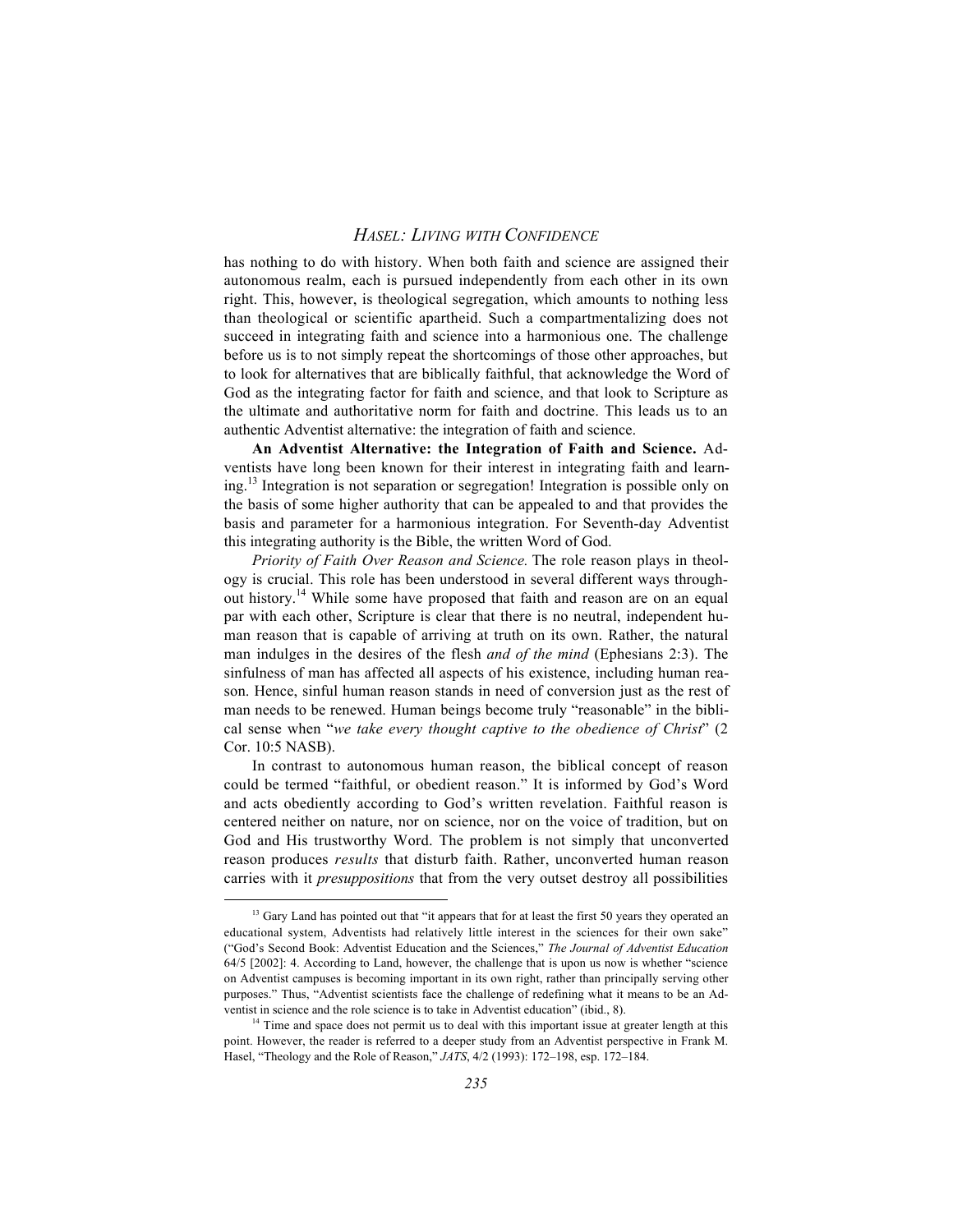has nothing to do with history. When both faith and science are assigned their autonomous realm, each is pursued independently from each other in its own right. This, however, is theological segregation, which amounts to nothing less than theological or scientific apartheid. Such a compartmentalizing does not succeed in integrating faith and science into a harmonious one. The challenge before us is to not simply repeat the shortcomings of those other approaches, but to look for alternatives that are biblically faithful, that acknowledge the Word of God as the integrating factor for faith and science, and that look to Scripture as the ultimate and authoritative norm for faith and doctrine. This leads us to an authentic Adventist alternative: the integration of faith and science.

**An Adventist Alternative: the Integration of Faith and Science.** Adventists have long been known for their interest in integrating faith and learning.[13] Integration is not separation or segregation! Integration is possible only on the basis of some higher authority that can be appealed to and that provides the basis and parameter for a harmonious integration. For Seventh-day Adventist this integrating authority is the Bible, the written Word of God.

*Priority of Faith Over Reason and Science.* The role reason plays in theology is crucial. This role has been understood in several different ways throughout history.[14] While some have proposed that faith and reason are on an equal par with each other, Scripture is clear that there is no neutral, independent human reason that is capable of arriving at truth on its own. Rather, the natural man indulges in the desires of the flesh *and of the mind* (Ephesians 2:3). The sinfulness of man has affected all aspects of his existence, including human reason. Hence, sinful human reason stands in need of conversion just as the rest of man needs to be renewed. Human beings become truly "reasonable" in the biblical sense when "*we take every thought captive to the obedience of Christ*" (2 Cor. 10:5 NASB).

In contrast to autonomous human reason, the biblical concept of reason could be termed "faithful, or obedient reason." It is informed by God's Word and acts obediently according to God's written revelation. Faithful reason is centered neither on nature, nor on science, nor on the voice of tradition, but on God and His trustworthy Word. The problem is not simply that unconverted reason produces *results* that disturb faith. Rather, unconverted human reason carries with it *presuppositions* that from the very outset destroy all possibilities

[13] Gary Land has pointed out that "it appears that for at least the first 50 years they operated an educational system, Adventists had relatively little interest in the sciences for their own sake" ("God's Second Book: Adventist Education and the Sciences," *The Journal of Adventist Education* 64/5 [2002]: 4. According to Land, however, the challenge that is upon us now is whether "science on Adventist campuses is becoming important in its own right, rather than principally serving other purposes." Thus, "Adventist scientists face the challenge of redefining what it means to be an Adventist in science and the role science is to take in Adventist education" (ibid., 8).

[14] Time and space does not permit us to deal with this important issue at greater length at this point. However, the reader is referred to a deeper study from an Adventist perspective in Frank M. Hasel, "Theology and the Role of Reason," *JATS*, 4/2 (1993): 172–198, esp. 172–184.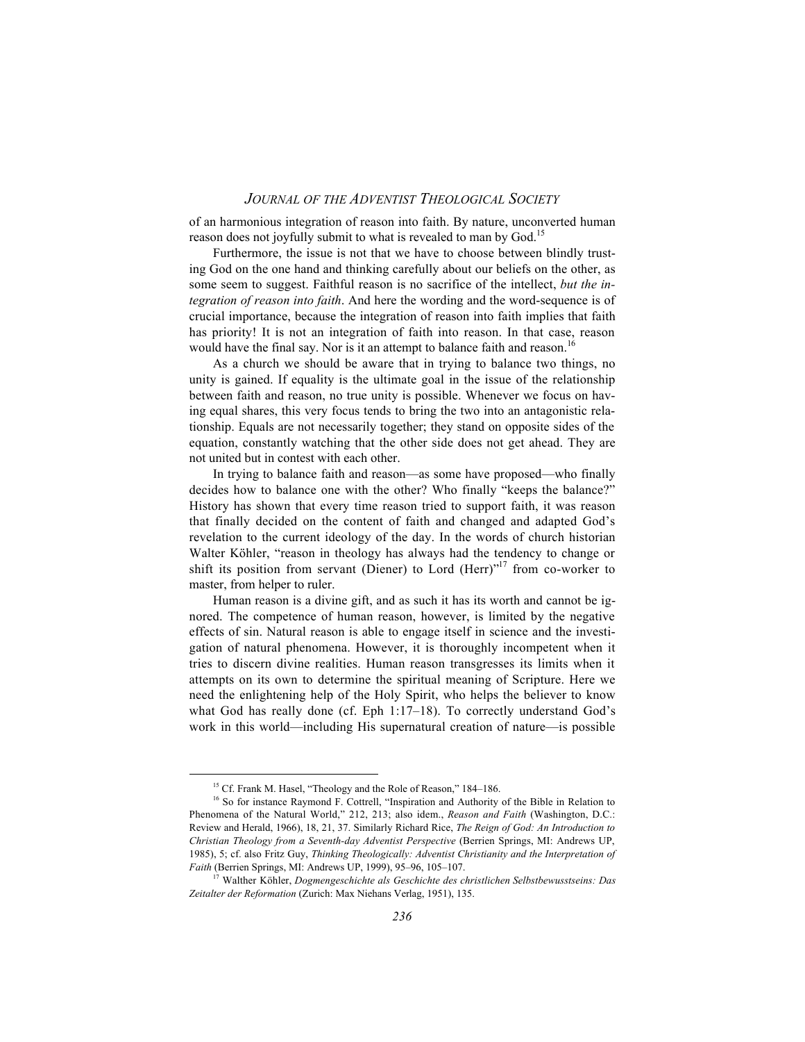of an harmonious integration of reason into faith. By nature, unconverted human reason does not joyfully submit to what is revealed to man by God.[15]

Furthermore, the issue is not that we have to choose between blindly trusting God on the one hand and thinking carefully about our beliefs on the other, as some seem to suggest. Faithful reason is no sacrifice of the intellect, *but the integration of reason into faith*. And here the wording and the word-sequence is of crucial importance, because the integration of reason into faith implies that faith has priority! It is not an integration of faith into reason. In that case, reason would have the final say. Nor is it an attempt to balance faith and reason.[16]

As a church we should be aware that in trying to balance two things, no unity is gained. If equality is the ultimate goal in the issue of the relationship between faith and reason, no true unity is possible. Whenever we focus on having equal shares, this very focus tends to bring the two into an antagonistic relationship. Equals are not necessarily together; they stand on opposite sides of the equation, constantly watching that the other side does not get ahead. They are not united but in contest with each other.

In trying to balance faith and reason—as some have proposed—who finally decides how to balance one with the other? Who finally "keeps the balance?" History has shown that every time reason tried to support faith, it was reason that finally decided on the content of faith and changed and adapted God's revelation to the current ideology of the day. In the words of church historian Walter Köhler, "reason in theology has always had the tendency to change or shift its position from servant (Diener) to Lord (Herr)"[17] from co-worker to master, from helper to ruler.

Human reason is a divine gift, and as such it has its worth and cannot be ignored. The competence of human reason, however, is limited by the negative effects of sin. Natural reason is able to engage itself in science and the investigation of natural phenomena. However, it is thoroughly incompetent when it tries to discern divine realities. Human reason transgresses its limits when it attempts on its own to determine the spiritual meaning of Scripture. Here we need the enlightening help of the Holy Spirit, who helps the believer to know what God has really done (cf. Eph 1:17–18). To correctly understand God's work in this world—including His supernatural creation of nature—is possible

---

[15] Cf. Frank M. Hasel, "Theology and the Role of Reason," 184–186.

[16] So for instance Raymond F. Cottrell, "Inspiration and Authority of the Bible in Relation to Phenomena of the Natural World," 212, 213; also idem., *Reason and Faith* (Washington, D.C.: Review and Herald, 1966), 18, 21, 37. Similarly Richard Rice, *The Reign of God: An Introduction to Christian Theology from a Seventh-day Adventist Perspective* (Berrien Springs, MI: Andrews UP, 1985), 5; cf. also Fritz Guy, *Thinking Theologically: Adventist Christianity and the Interpretation of Faith* (Berrien Springs, MI: Andrews UP, 1999), 95–96, 105–107.

[17] Walther Köhler, *Dogmengeschichte als Geschichte des christlichen Selbstbewusstseins: Das Zeitalter der Reformation* (Zurich: Max Niehans Verlag, 1951), 135.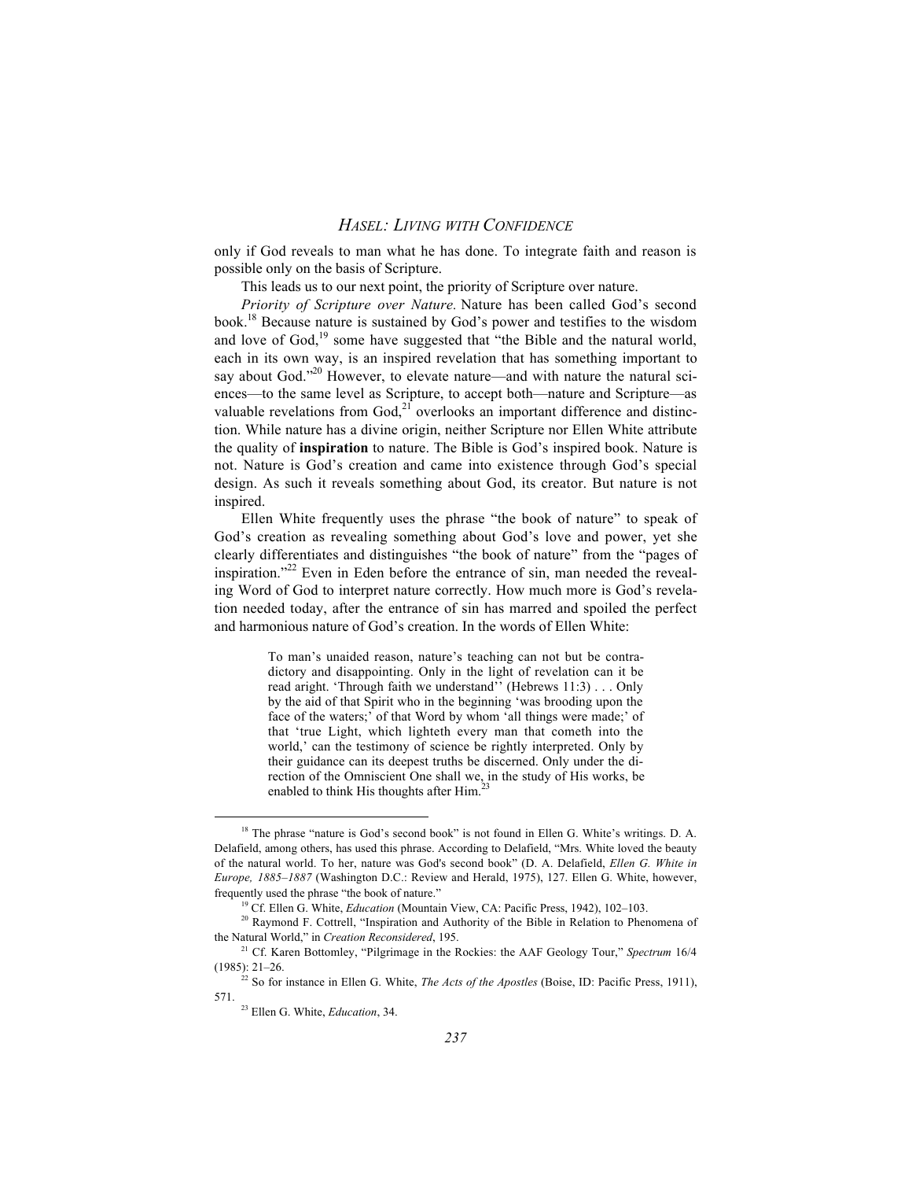only if God reveals to man what he has done. To integrate faith and reason is possible only on the basis of Scripture.

This leads us to our next point, the priority of Scripture over nature.

*Priority of Scripture over Nature.* Nature has been called God's second book.[18] Because nature is sustained by God's power and testifies to the wisdom and love of God,[19] some have suggested that "the Bible and the natural world, each in its own way, is an inspired revelation that has something important to say about God."[20] However, to elevate nature—and with nature the natural sciences—to the same level as Scripture, to accept both—nature and Scripture—as valuable revelations from God,[21] overlooks an important difference and distinction. While nature has a divine origin, neither Scripture nor Ellen White attribute the quality of **inspiration** to nature. The Bible is God's inspired book. Nature is not. Nature is God's creation and came into existence through God's special design. As such it reveals something about God, its creator. But nature is not inspired.

Ellen White frequently uses the phrase "the book of nature" to speak of God's creation as revealing something about God's love and power, yet she clearly differentiates and distinguishes "the book of nature" from the "pages of inspiration."[22] Even in Eden before the entrance of sin, man needed the revealing Word of God to interpret nature correctly. How much more is God's revelation needed today, after the entrance of sin has marred and spoiled the perfect and harmonious nature of God's creation. In the words of Ellen White:

> To man's unaided reason, nature's teaching can not but be contradictory and disappointing. Only in the light of revelation can it be read aright. 'Through faith we understand'' (Hebrews 11:3) . . . Only by the aid of that Spirit who in the beginning 'was brooding upon the face of the waters;' of that Word by whom 'all things were made;' of that 'true Light, which lighteth every man that cometh into the world,' can the testimony of science be rightly interpreted. Only by their guidance can its deepest truths be discerned. Only under the direction of the Omniscient One shall we, in the study of His works, be enabled to think His thoughts after Him.[23]

---

[18] The phrase "nature is God's second book" is not found in Ellen G. White's writings. D. A. Delafield, among others, has used this phrase. According to Delafield, "Mrs. White loved the beauty of the natural world. To her, nature was God's second book" (D. A. Delafield, *Ellen G. White in Europe, 1885–1887* (Washington D.C.: Review and Herald, 1975), 127. Ellen G. White, however, frequently used the phrase "the book of nature."

[19] Cf. Ellen G. White, *Education* (Mountain View, CA: Pacific Press, 1942), 102–103.

[20] Raymond F. Cottrell, "Inspiration and Authority of the Bible in Relation to Phenomena of the Natural World," in *Creation Reconsidered*, 195.

[21] Cf. Karen Bottomley, "Pilgrimage in the Rockies: the AAF Geology Tour," *Spectrum* 16/4 (1985): 21–26.

[22] So for instance in Ellen G. White, *The Acts of the Apostles* (Boise, ID: Pacific Press, 1911), 571.

[23] Ellen G. White, *Education*, 34.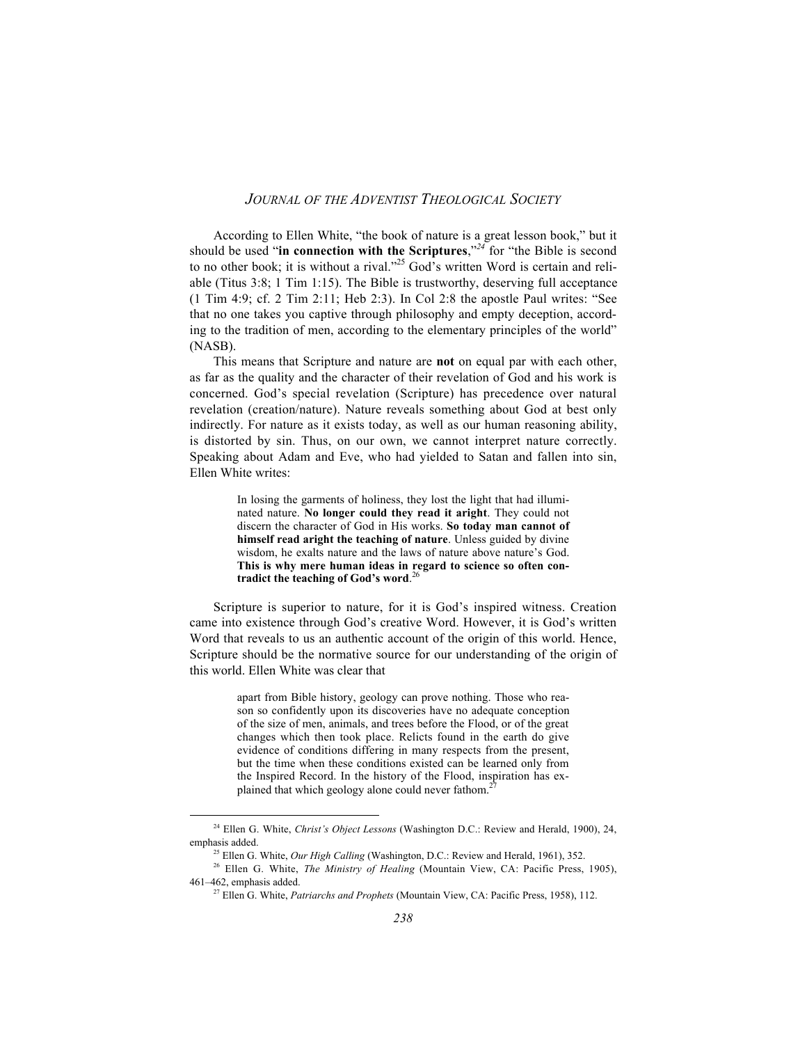According to Ellen White, "the book of nature is a great lesson book," but it should be used "**in connection with the Scriptures**,"[24] for "the Bible is second to no other book; it is without a rival."[25] God's written Word is certain and reliable (Titus 3:8; 1 Tim 1:15). The Bible is trustworthy, deserving full acceptance (1 Tim 4:9; cf. 2 Tim 2:11; Heb 2:3). In Col 2:8 the apostle Paul writes: "See that no one takes you captive through philosophy and empty deception, according to the tradition of men, according to the elementary principles of the world" (NASB).

This means that Scripture and nature are **not** on equal par with each other, as far as the quality and the character of their revelation of God and his work is concerned. God's special revelation (Scripture) has precedence over natural revelation (creation/nature). Nature reveals something about God at best only indirectly. For nature as it exists today, as well as our human reasoning ability, is distorted by sin. Thus, on our own, we cannot interpret nature correctly. Speaking about Adam and Eve, who had yielded to Satan and fallen into sin, Ellen White writes:

> In losing the garments of holiness, they lost the light that had illuminated nature. **No longer could they read it aright**. They could not discern the character of God in His works. **So today man cannot of himself read aright the teaching of nature**. Unless guided by divine wisdom, he exalts nature and the laws of nature above nature's God. **This is why mere human ideas in regard to science so often contradict the teaching of God's word**.[26]

Scripture is superior to nature, for it is God's inspired witness. Creation came into existence through God's creative Word. However, it is God's written Word that reveals to us an authentic account of the origin of this world. Hence, Scripture should be the normative source for our understanding of the origin of this world. Ellen White was clear that

> apart from Bible history, geology can prove nothing. Those who reason so confidently upon its discoveries have no adequate conception of the size of men, animals, and trees before the Flood, or of the great changes which then took place. Relicts found in the earth do give evidence of conditions differing in many respects from the present, but the time when these conditions existed can be learned only from the Inspired Record. In the history of the Flood, inspiration has explained that which geology alone could never fathom.[27]

---

[24] Ellen G. White, *Christ's Object Lessons* (Washington D.C.: Review and Herald, 1900), 24, emphasis added.

[25] Ellen G. White, *Our High Calling* (Washington, D.C.: Review and Herald, 1961), 352.

[26] Ellen G. White, *The Ministry of Healing* (Mountain View, CA: Pacific Press, 1905), 461–462, emphasis added.

[27] Ellen G. White, *Patriarchs and Prophets* (Mountain View, CA: Pacific Press, 1958), 112.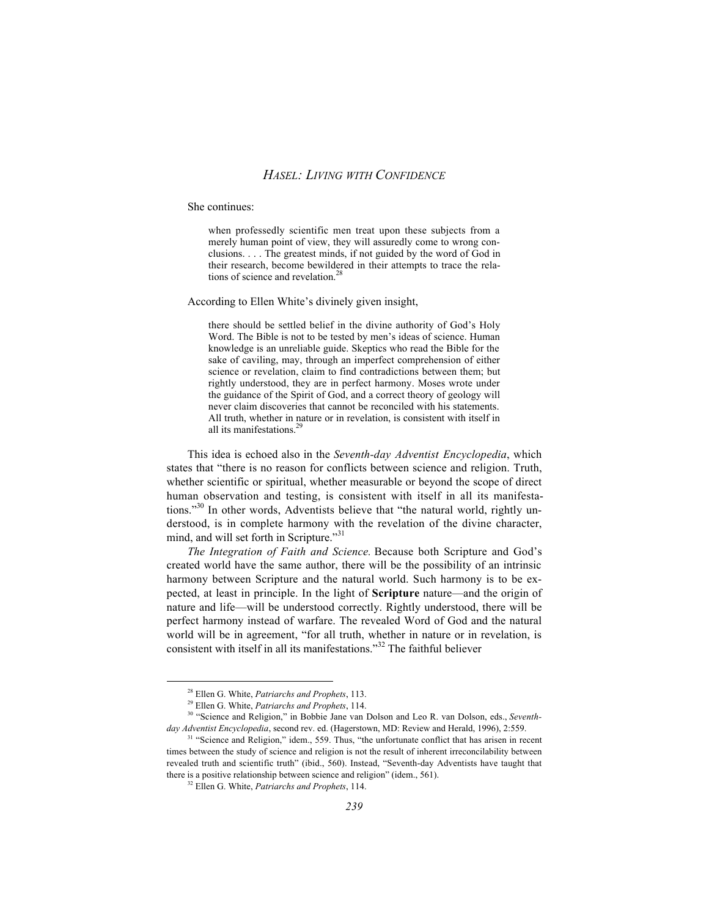She continues:

> when professedly scientific men treat upon these subjects from a merely human point of view, they will assuredly come to wrong conclusions. . . . The greatest minds, if not guided by the word of God in their research, become bewildered in their attempts to trace the relations of science and revelation.[28]

According to Ellen White's divinely given insight,

> there should be settled belief in the divine authority of God's Holy Word. The Bible is not to be tested by men's ideas of science. Human knowledge is an unreliable guide. Skeptics who read the Bible for the sake of caviling, may, through an imperfect comprehension of either science or revelation, claim to find contradictions between them; but rightly understood, they are in perfect harmony. Moses wrote under the guidance of the Spirit of God, and a correct theory of geology will never claim discoveries that cannot be reconciled with his statements. All truth, whether in nature or in revelation, is consistent with itself in all its manifestations.[29]

This idea is echoed also in the *Seventh-day Adventist Encyclopedia*, which states that "there is no reason for conflicts between science and religion. Truth, whether scientific or spiritual, whether measurable or beyond the scope of direct human observation and testing, is consistent with itself in all its manifestations."[30] In other words, Adventists believe that "the natural world, rightly understood, is in complete harmony with the revelation of the divine character, mind, and will set forth in Scripture."[31]

*The Integration of Faith and Science.* Because both Scripture and God's created world have the same author, there will be the possibility of an intrinsic harmony between Scripture and the natural world. Such harmony is to be expected, at least in principle. In the light of **Scripture** nature—and the origin of nature and life—will be understood correctly. Rightly understood, there will be perfect harmony instead of warfare. The revealed Word of God and the natural world will be in agreement, "for all truth, whether in nature or in revelation, is consistent with itself in all its manifestations."[32] The faithful believer

---

[28] Ellen G. White, *Patriarchs and Prophets*, 113.

[29] Ellen G. White, *Patriarchs and Prophets*, 114.

[30] "Science and Religion," in Bobbie Jane van Dolson and Leo R. van Dolson, eds., *Seventh-day Adventist Encyclopedia*, second rev. ed. (Hagerstown, MD: Review and Herald, 1996), 2:559.

[31] "Science and Religion," idem., 559. Thus, "the unfortunate conflict that has arisen in recent times between the study of science and religion is not the result of inherent irreconcilability between revealed truth and scientific truth" (ibid., 560). Instead, "Seventh-day Adventists have taught that there is a positive relationship between science and religion" (idem., 561).

[32] Ellen G. White, *Patriarchs and Prophets*, 114.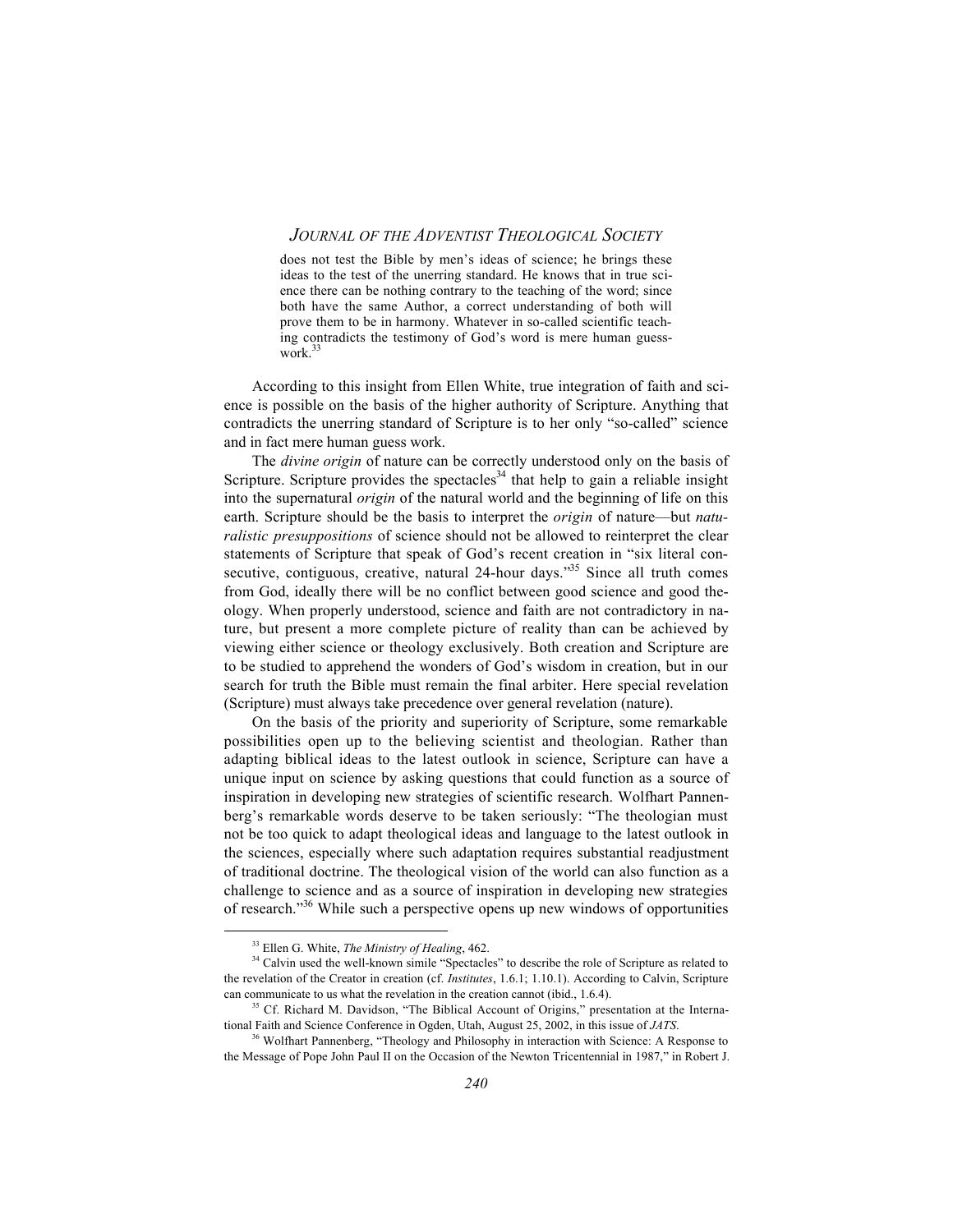> does not test the Bible by men's ideas of science; he brings these ideas to the test of the unerring standard. He knows that in true science there can be nothing contrary to the teaching of the word; since both have the same Author, a correct understanding of both will prove them to be in harmony. Whatever in so-called scientific teaching contradicts the testimony of God's word is mere human guesswork.[33]

According to this insight from Ellen White, true integration of faith and science is possible on the basis of the higher authority of Scripture. Anything that contradicts the unerring standard of Scripture is to her only "so-called" science and in fact mere human guess work.

The *divine origin* of nature can be correctly understood only on the basis of Scripture. Scripture provides the spectacles[34] that help to gain a reliable insight into the supernatural *origin* of the natural world and the beginning of life on this earth. Scripture should be the basis to interpret the *origin* of nature—but *naturalistic presuppositions* of science should not be allowed to reinterpret the clear statements of Scripture that speak of God's recent creation in "six literal consecutive, contiguous, creative, natural 24-hour days."[35] Since all truth comes from God, ideally there will be no conflict between good science and good theology. When properly understood, science and faith are not contradictory in nature, but present a more complete picture of reality than can be achieved by viewing either science or theology exclusively. Both creation and Scripture are to be studied to apprehend the wonders of God's wisdom in creation, but in our search for truth the Bible must remain the final arbiter. Here special revelation (Scripture) must always take precedence over general revelation (nature).

On the basis of the priority and superiority of Scripture, some remarkable possibilities open up to the believing scientist and theologian. Rather than adapting biblical ideas to the latest outlook in science, Scripture can have a unique input on science by asking questions that could function as a source of inspiration in developing new strategies of scientific research. Wolfhart Pannenberg's remarkable words deserve to be taken seriously: "The theologian must not be too quick to adapt theological ideas and language to the latest outlook in the sciences, especially where such adaptation requires substantial readjustment of traditional doctrine. The theological vision of the world can also function as a challenge to science and as a source of inspiration in developing new strategies of research."[36] While such a perspective opens up new windows of opportunities

---

[33] Ellen G. White, *The Ministry of Healing*, 462.

[34] Calvin used the well-known simile "Spectacles" to describe the role of Scripture as related to the revelation of the Creator in creation (cf. *Institutes*, 1.6.1; 1.10.1). According to Calvin, Scripture can communicate to us what the revelation in the creation cannot (ibid., 1.6.4).

[35] Cf. Richard M. Davidson, "The Biblical Account of Origins," presentation at the International Faith and Science Conference in Ogden, Utah, August 25, 2002, in this issue of *JATS*.

[36] Wolfhart Pannenberg, "Theology and Philosophy in interaction with Science: A Response to the Message of Pope John Paul II on the Occasion of the Newton Tricentennial in 1987," in Robert J.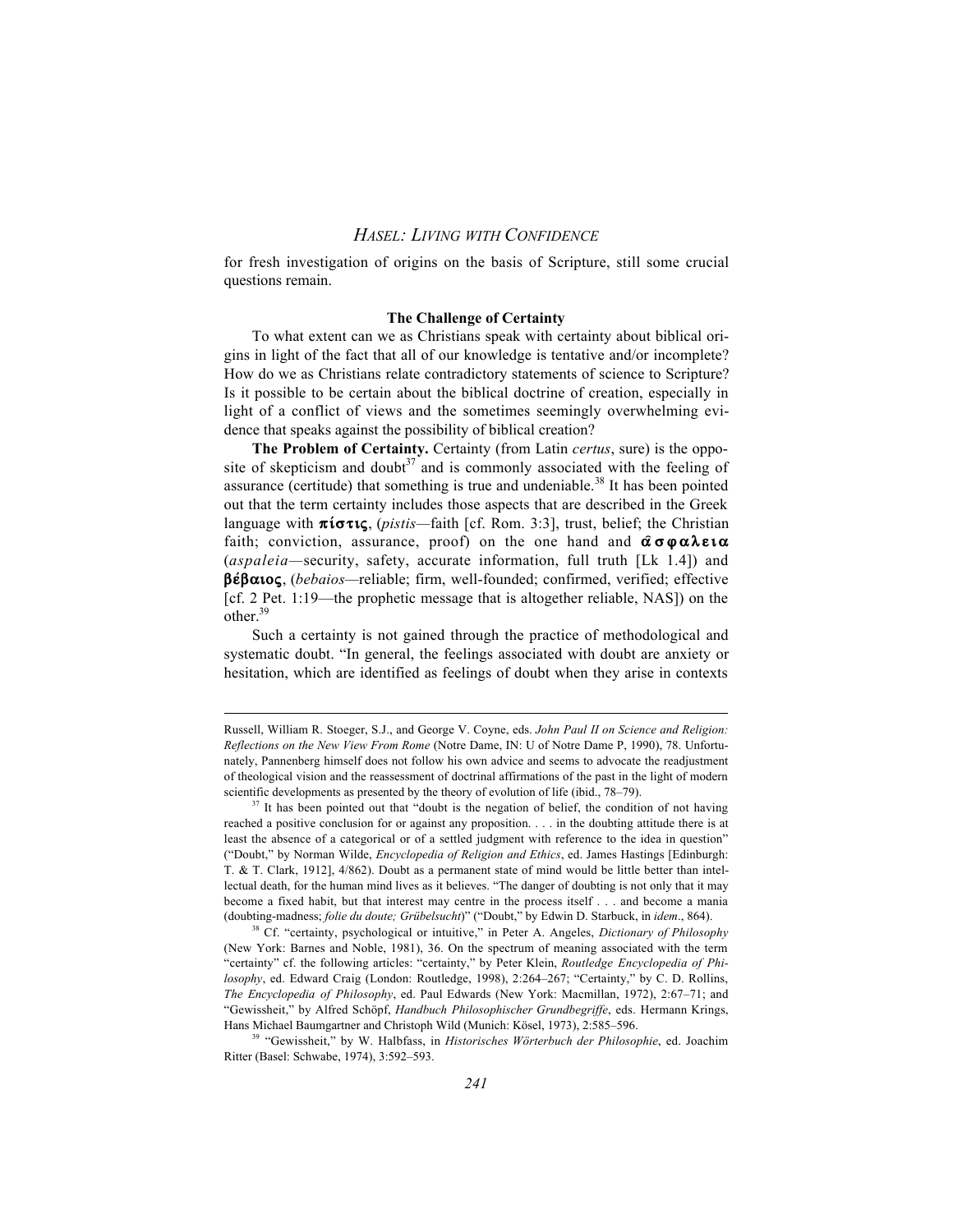for fresh investigation of origins on the basis of Scripture, still some crucial questions remain.

### The Challenge of Certainty

To what extent can we as Christians speak with certainty about biblical origins in light of the fact that all of our knowledge is tentative and/or incomplete? How do we as Christians relate contradictory statements of science to Scripture? Is it possible to be certain about the biblical doctrine of creation, especially in light of a conflict of views and the sometimes seemingly overwhelming evidence that speaks against the possibility of biblical creation?

**The Problem of Certainty.** Certainty (from Latin *certus*, sure) is the opposite of skepticism and doubt[37] and is commonly associated with the feeling of assurance (certitude) that something is true and undeniable.[38] It has been pointed out that the term certainty includes those aspects that are described in the Greek language with **πίστις**, (*pistis*—faith [cf. Rom. 3:3], trust, belief; the Christian faith; conviction, assurance, proof) on the one hand and **ἀσφαλεια** (*aspaleia*—security, safety, accurate information, full truth [Lk 1.4]) and **βέβαιος**, (*bebaios*—reliable; firm, well-founded; confirmed, verified; effective [cf. 2 Pet. 1:19—the prophetic message that is altogether reliable, NAS]) on the other.[39]

Such a certainty is not gained through the practice of methodological and systematic doubt. "In general, the feelings associated with doubt are anxiety or hesitation, which are identified as feelings of doubt when they arise in contexts

---

Russell, William R. Stoeger, S.J., and George V. Coyne, eds. *John Paul II on Science and Religion: Reflections on the New View From Rome* (Notre Dame, IN: U of Notre Dame P, 1990), 78. Unfortunately, Pannenberg himself does not follow his own advice and seems to advocate the readjustment of theological vision and the reassessment of doctrinal affirmations of the past in the light of modern scientific developments as presented by the theory of evolution of life (ibid., 78–79).

[37] It has been pointed out that "doubt is the negation of belief, the condition of not having reached a positive conclusion for or against any proposition. . . . in the doubting attitude there is at least the absence of a categorical or of a settled judgment with reference to the idea in question" ("Doubt," by Norman Wilde, *Encyclopedia of Religion and Ethics*, ed. James Hastings [Edinburgh: T. & T. Clark, 1912], 4/862). Doubt as a permanent state of mind would be little better than intellectual death, for the human mind lives as it believes. "The danger of doubting is not only that it may become a fixed habit, but that interest may centre in the process itself . . . and become a mania (doubting-madness; *folie du doute; Grübelsucht*)" ("Doubt," by Edwin D. Starbuck, in *idem*., 864).

[38] Cf. "certainty, psychological or intuitive," in Peter A. Angeles, *Dictionary of Philosophy* (New York: Barnes and Noble, 1981), 36. On the spectrum of meaning associated with the term "certainty" cf. the following articles: "certainty," by Peter Klein, *Routledge Encyclopedia of Philosophy*, ed. Edward Craig (London: Routledge, 1998), 2:264–267; "Certainty," by C. D. Rollins, *The Encyclopedia of Philosophy*, ed. Paul Edwards (New York: Macmillan, 1972), 2:67–71; and "Gewissheit," by Alfred Schöpf, *Handbuch Philosophischer Grundbegriffe*, eds. Hermann Krings, Hans Michael Baumgartner and Christoph Wild (Munich: Kösel, 1973), 2:585–596.

[39] "Gewissheit," by W. Halbfass, in *Historisches Wörterbuch der Philosophie*, ed. Joachim Ritter (Basel: Schwabe, 1974), 3:592–593.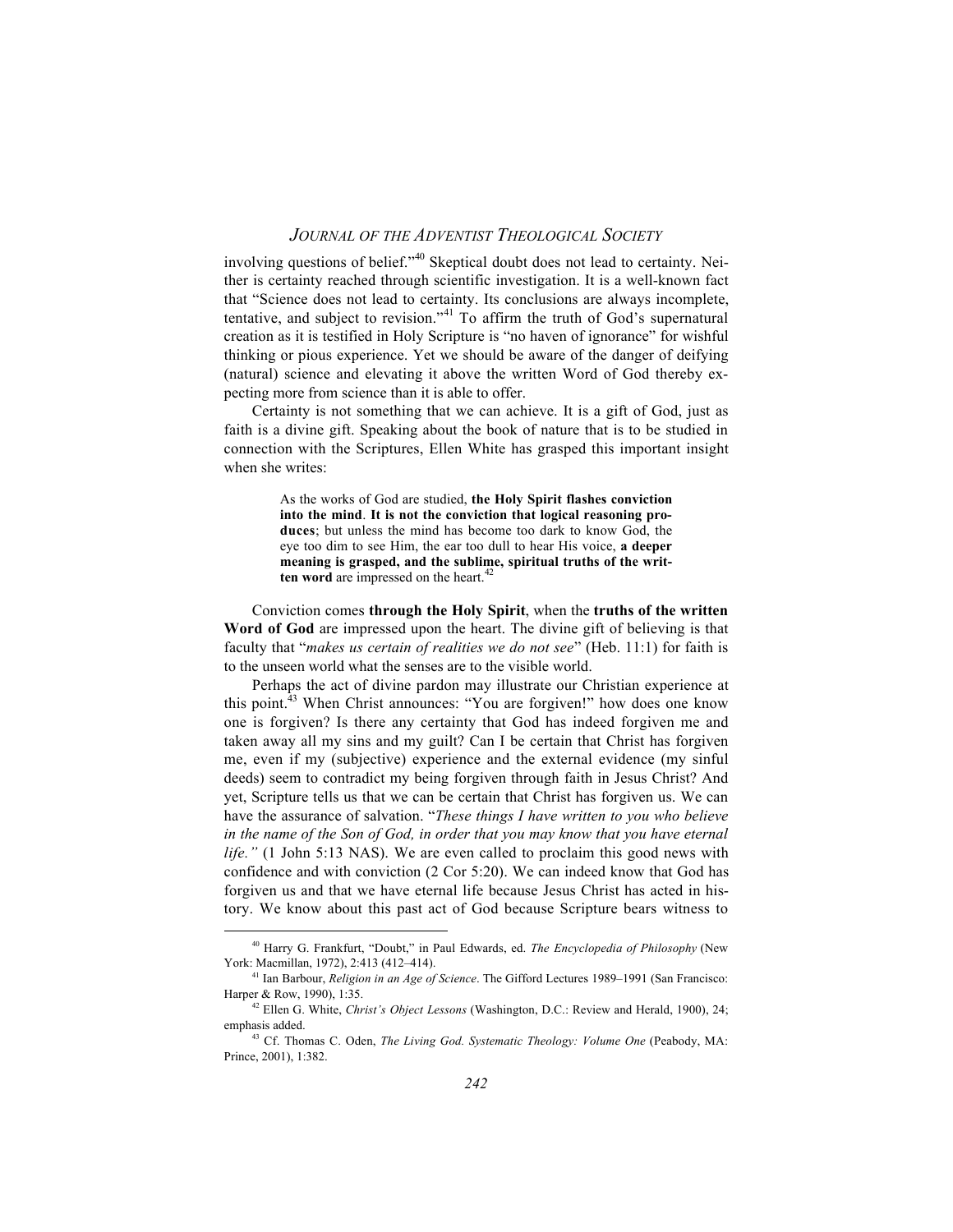involving questions of belief."[40] Skeptical doubt does not lead to certainty. Neither is certainty reached through scientific investigation. It is a well-known fact that "Science does not lead to certainty. Its conclusions are always incomplete, tentative, and subject to revision."[41] To affirm the truth of God's supernatural creation as it is testified in Holy Scripture is "no haven of ignorance" for wishful thinking or pious experience. Yet we should be aware of the danger of deifying (natural) science and elevating it above the written Word of God thereby expecting more from science than it is able to offer.

Certainty is not something that we can achieve. It is a gift of God, just as faith is a divine gift. Speaking about the book of nature that is to be studied in connection with the Scriptures, Ellen White has grasped this important insight when she writes:

> As the works of God are studied, **the Holy Spirit flashes conviction into the mind**. **It is not the conviction that logical reasoning produces**; but unless the mind has become too dark to know God, the eye too dim to see Him, the ear too dull to hear His voice, **a deeper meaning is grasped, and the sublime, spiritual truths of the written word** are impressed on the heart.[42]

Conviction comes **through the Holy Spirit**, when the **truths of the written Word of God** are impressed upon the heart. The divine gift of believing is that faculty that "*makes us certain of realities we do not see*" (Heb. 11:1) for faith is to the unseen world what the senses are to the visible world.

Perhaps the act of divine pardon may illustrate our Christian experience at this point.[43] When Christ announces: "You are forgiven!" how does one know one is forgiven? Is there any certainty that God has indeed forgiven me and taken away all my sins and my guilt? Can I be certain that Christ has forgiven me, even if my (subjective) experience and the external evidence (my sinful deeds) seem to contradict my being forgiven through faith in Jesus Christ? And yet, Scripture tells us that we can be certain that Christ has forgiven us. We can have the assurance of salvation. "*These things I have written to you who believe in the name of the Son of God, in order that you may know that you have eternal life."* (1 John 5:13 NAS). We are even called to proclaim this good news with confidence and with conviction (2 Cor 5:20). We can indeed know that God has forgiven us and that we have eternal life because Jesus Christ has acted in history. We know about this past act of God because Scripture bears witness to

---

[40] Harry G. Frankfurt, "Doubt," in Paul Edwards, ed. *The Encyclopedia of Philosophy* (New York: Macmillan, 1972), 2:413 (412–414).

[41] Ian Barbour, *Religion in an Age of Science*. The Gifford Lectures 1989–1991 (San Francisco: Harper & Row, 1990), 1:35.

[42] Ellen G. White, *Christ's Object Lessons* (Washington, D.C.: Review and Herald, 1900), 24; emphasis added.

[43] Cf. Thomas C. Oden, *The Living God. Systematic Theology: Volume One* (Peabody, MA: Prince, 2001), 1:382.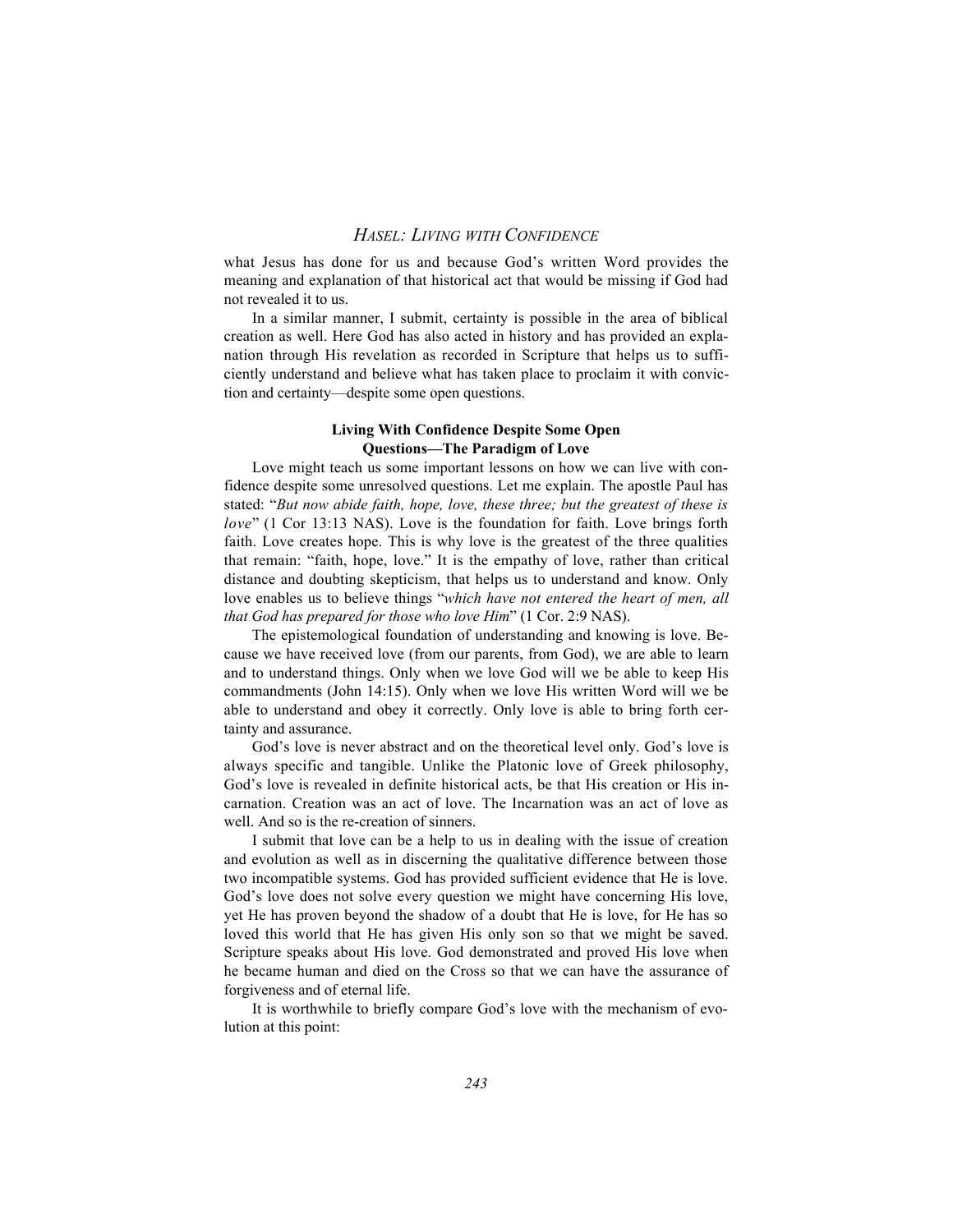what Jesus has done for us and because God's written Word provides the meaning and explanation of that historical act that would be missing if God had not revealed it to us.

In a similar manner, I submit, certainty is possible in the area of biblical creation as well. Here God has also acted in history and has provided an explanation through His revelation as recorded in Scripture that helps us to sufficiently understand and believe what has taken place to proclaim it with conviction and certainty—despite some open questions.

### Living With Confidence Despite Some Open Questions—The Paradigm of Love

Love might teach us some important lessons on how we can live with confidence despite some unresolved questions. Let me explain. The apostle Paul has stated: "*But now abide faith, hope, love, these three; but the greatest of these is love*" (1 Cor 13:13 NAS). Love is the foundation for faith. Love brings forth faith. Love creates hope. This is why love is the greatest of the three qualities that remain: "faith, hope, love." It is the empathy of love, rather than critical distance and doubting skepticism, that helps us to understand and know. Only love enables us to believe things "*which have not entered the heart of men, all that God has prepared for those who love Him*" (1 Cor. 2:9 NAS).

The epistemological foundation of understanding and knowing is love. Because we have received love (from our parents, from God), we are able to learn and to understand things. Only when we love God will we be able to keep His commandments (John 14:15). Only when we love His written Word will we be able to understand and obey it correctly. Only love is able to bring forth certainty and assurance.

God's love is never abstract and on the theoretical level only. God's love is always specific and tangible. Unlike the Platonic love of Greek philosophy, God's love is revealed in definite historical acts, be that His creation or His incarnation. Creation was an act of love. The Incarnation was an act of love as well. And so is the re-creation of sinners.

I submit that love can be a help to us in dealing with the issue of creation and evolution as well as in discerning the qualitative difference between those two incompatible systems. God has provided sufficient evidence that He is love. God's love does not solve every question we might have concerning His love, yet He has proven beyond the shadow of a doubt that He is love, for He has so loved this world that He has given His only son so that we might be saved. Scripture speaks about His love. God demonstrated and proved His love when he became human and died on the Cross so that we can have the assurance of forgiveness and of eternal life.

It is worthwhile to briefly compare God's love with the mechanism of evolution at this point: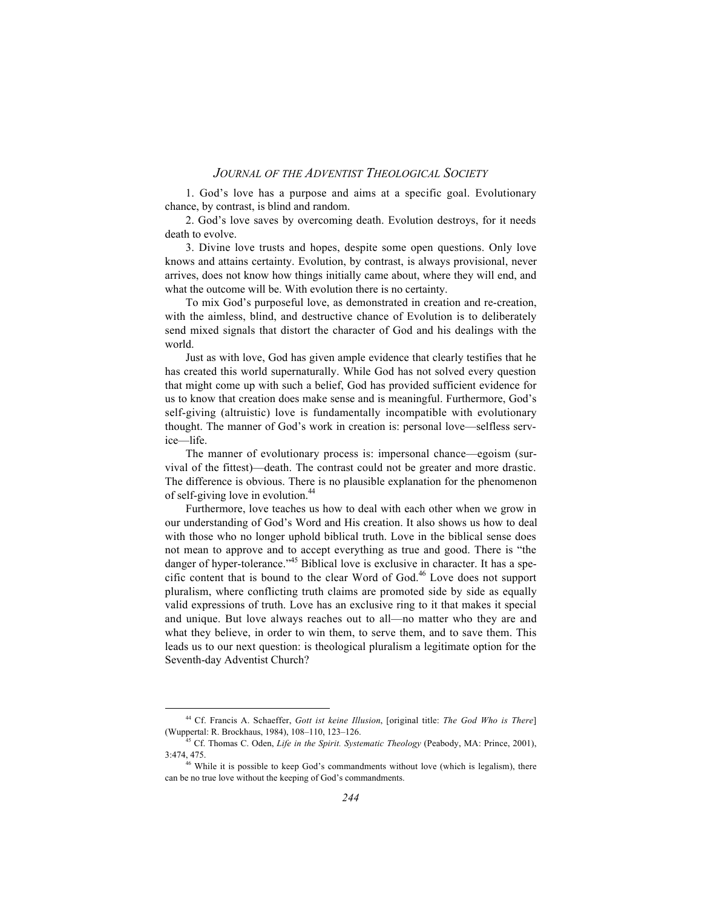1. God's love has a purpose and aims at a specific goal. Evolutionary chance, by contrast, is blind and random.

2. God's love saves by overcoming death. Evolution destroys, for it needs death to evolve.

3. Divine love trusts and hopes, despite some open questions. Only love knows and attains certainty. Evolution, by contrast, is always provisional, never arrives, does not know how things initially came about, where they will end, and what the outcome will be. With evolution there is no certainty.

To mix God's purposeful love, as demonstrated in creation and re-creation, with the aimless, blind, and destructive chance of Evolution is to deliberately send mixed signals that distort the character of God and his dealings with the world.

Just as with love, God has given ample evidence that clearly testifies that he has created this world supernaturally. While God has not solved every question that might come up with such a belief, God has provided sufficient evidence for us to know that creation does make sense and is meaningful. Furthermore, God's self-giving (altruistic) love is fundamentally incompatible with evolutionary thought. The manner of God's work in creation is: personal love—selfless service—life.

The manner of evolutionary process is: impersonal chance—egoism (survival of the fittest)—death. The contrast could not be greater and more drastic. The difference is obvious. There is no plausible explanation for the phenomenon of self-giving love in evolution.[44]

Furthermore, love teaches us how to deal with each other when we grow in our understanding of God's Word and His creation. It also shows us how to deal with those who no longer uphold biblical truth. Love in the biblical sense does not mean to approve and to accept everything as true and good. There is "the danger of hyper-tolerance."[45] Biblical love is exclusive in character. It has a specific content that is bound to the clear Word of God.[46] Love does not support pluralism, where conflicting truth claims are promoted side by side as equally valid expressions of truth. Love has an exclusive ring to it that makes it special and unique. But love always reaches out to all—no matter who they are and what they believe, in order to win them, to serve them, and to save them. This leads us to our next question: is theological pluralism a legitimate option for the Seventh-day Adventist Church?

---

[44] Cf. Francis A. Schaeffer, *Gott ist keine Illusion*, [original title: *The God Who is There*] (Wuppertal: R. Brockhaus, 1984), 108–110, 123–126.

[45] Cf. Thomas C. Oden, *Life in the Spirit. Systematic Theology* (Peabody, MA: Prince, 2001), 3:474, 475.

[46] While it is possible to keep God's commandments without love (which is legalism), there can be no true love without the keeping of God's commandments.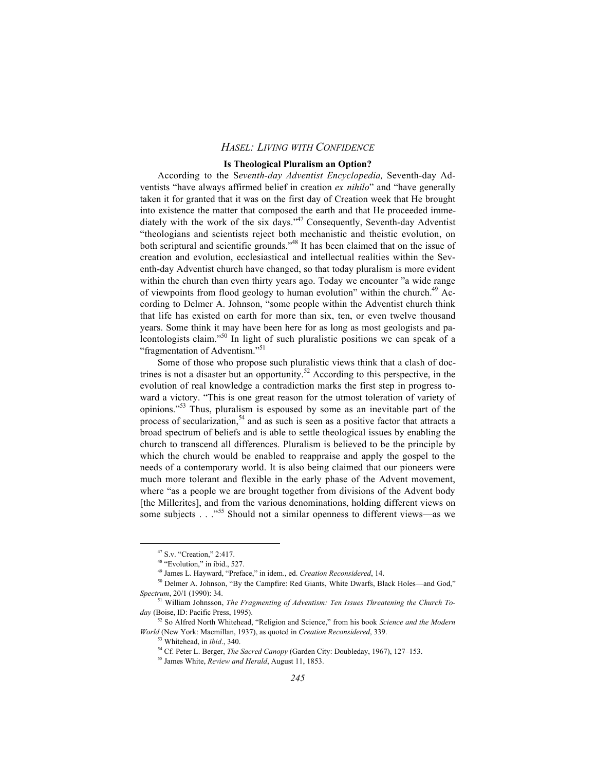### Is Theological Pluralism an Option?

According to the S*eventh-day Adventist Encyclopedia,* Seventh-day Adventists "have always affirmed belief in creation *ex nihilo*" and "have generally taken it for granted that it was on the first day of Creation week that He brought into existence the matter that composed the earth and that He proceeded immediately with the work of the six days."[47] Consequently, Seventh-day Adventist "theologians and scientists reject both mechanistic and theistic evolution, on both scriptural and scientific grounds."[48] It has been claimed that on the issue of creation and evolution, ecclesiastical and intellectual realities within the Seventh-day Adventist church have changed, so that today pluralism is more evident within the church than even thirty years ago. Today we encounter "a wide range of viewpoints from flood geology to human evolution" within the church.[49] According to Delmer A. Johnson, "some people within the Adventist church think that life has existed on earth for more than six, ten, or even twelve thousand years. Some think it may have been here for as long as most geologists and paleontologists claim."[50] In light of such pluralistic positions we can speak of a "fragmentation of Adventism."[51]

Some of those who propose such pluralistic views think that a clash of doctrines is not a disaster but an opportunity.[52] According to this perspective, in the evolution of real knowledge a contradiction marks the first step in progress toward a victory. "This is one great reason for the utmost toleration of variety of opinions."[53] Thus, pluralism is espoused by some as an inevitable part of the process of secularization,[54] and as such is seen as a positive factor that attracts a broad spectrum of beliefs and is able to settle theological issues by enabling the church to transcend all differences. Pluralism is believed to be the principle by which the church would be enabled to reappraise and apply the gospel to the needs of a contemporary world. It is also being claimed that our pioneers were much more tolerant and flexible in the early phase of the Advent movement, where "as a people we are brought together from divisions of the Advent body [the Millerites], and from the various denominations, holding different views on some subjects . . ."[55] Should not a similar openness to different views—as we

---

[47] S.v. "Creation," 2:417.

[48] "Evolution," in ibid., 527.

[49] James L. Hayward, "Preface," in idem., ed. *Creation Reconsidered*, 14.

[50] Delmer A. Johnson, "By the Campfire: Red Giants, White Dwarfs, Black Holes—and God," *Spectrum*, 20/1 (1990): 34.

[51] William Johnsson, *The Fragmenting of Adventism: Ten Issues Threatening the Church Today* (Boise, ID: Pacific Press, 1995).

[52] So Alfred North Whitehead, "Religion and Science," from his book *Science and the Modern World* (New York: Macmillan, 1937), as quoted in *Creation Reconsidered*, 339.

[53] Whitehead, in *ibid*., 340.

[54] Cf. Peter L. Berger, *The Sacred Canopy* (Garden City: Doubleday, 1967), 127–153.

[55] James White, *Review and Herald*, August 11, 1853.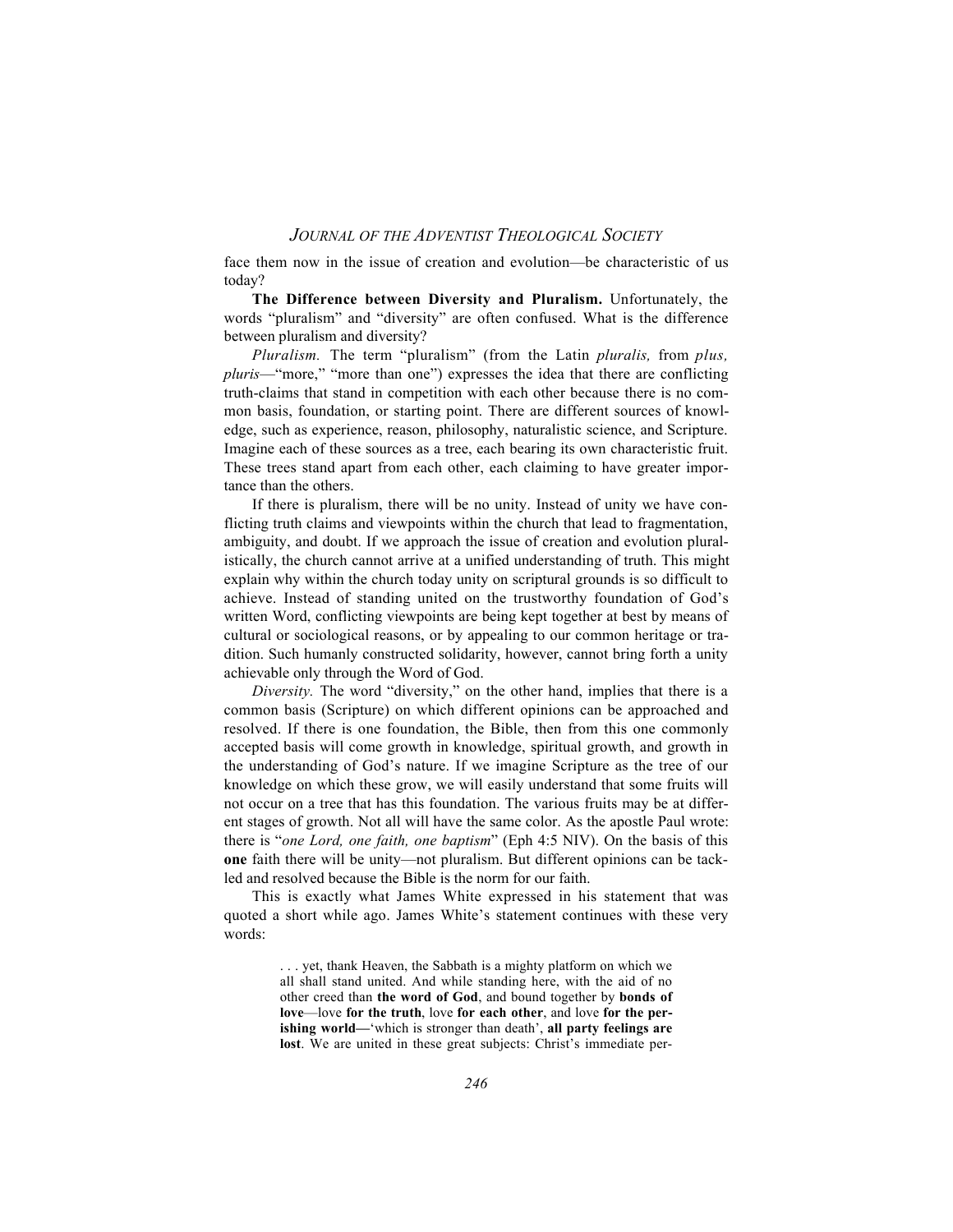face them now in the issue of creation and evolution—be characteristic of us today?

**The Difference between Diversity and Pluralism.** Unfortunately, the words "pluralism" and "diversity" are often confused. What is the difference between pluralism and diversity?

*Pluralism.* The term "pluralism" (from the Latin *pluralis,* from *plus, pluris*—"more," "more than one") expresses the idea that there are conflicting truth-claims that stand in competition with each other because there is no common basis, foundation, or starting point. There are different sources of knowledge, such as experience, reason, philosophy, naturalistic science, and Scripture. Imagine each of these sources as a tree, each bearing its own characteristic fruit. These trees stand apart from each other, each claiming to have greater importance than the others.

If there is pluralism, there will be no unity. Instead of unity we have conflicting truth claims and viewpoints within the church that lead to fragmentation, ambiguity, and doubt. If we approach the issue of creation and evolution pluralistically, the church cannot arrive at a unified understanding of truth. This might explain why within the church today unity on scriptural grounds is so difficult to achieve. Instead of standing united on the trustworthy foundation of God's written Word, conflicting viewpoints are being kept together at best by means of cultural or sociological reasons, or by appealing to our common heritage or tradition. Such humanly constructed solidarity, however, cannot bring forth a unity achievable only through the Word of God.

*Diversity.* The word "diversity," on the other hand, implies that there is a common basis (Scripture) on which different opinions can be approached and resolved. If there is one foundation, the Bible, then from this one commonly accepted basis will come growth in knowledge, spiritual growth, and growth in the understanding of God's nature. If we imagine Scripture as the tree of our knowledge on which these grow, we will easily understand that some fruits will not occur on a tree that has this foundation. The various fruits may be at different stages of growth. Not all will have the same color. As the apostle Paul wrote: there is "*one Lord, one faith, one baptism*" (Eph 4:5 NIV). On the basis of this **one** faith there will be unity—not pluralism. But different opinions can be tackled and resolved because the Bible is the norm for our faith.

This is exactly what James White expressed in his statement that was quoted a short while ago. James White's statement continues with these very words:

> . . . yet, thank Heaven, the Sabbath is a mighty platform on which we all shall stand united. And while standing here, with the aid of no other creed than **the word of God**, and bound together by **bonds of love**—love **for the truth**, love **for each other**, and love **for the perishing world—**'which is stronger than death', **all party feelings are lost**. We are united in these great subjects: Christ's immediate per-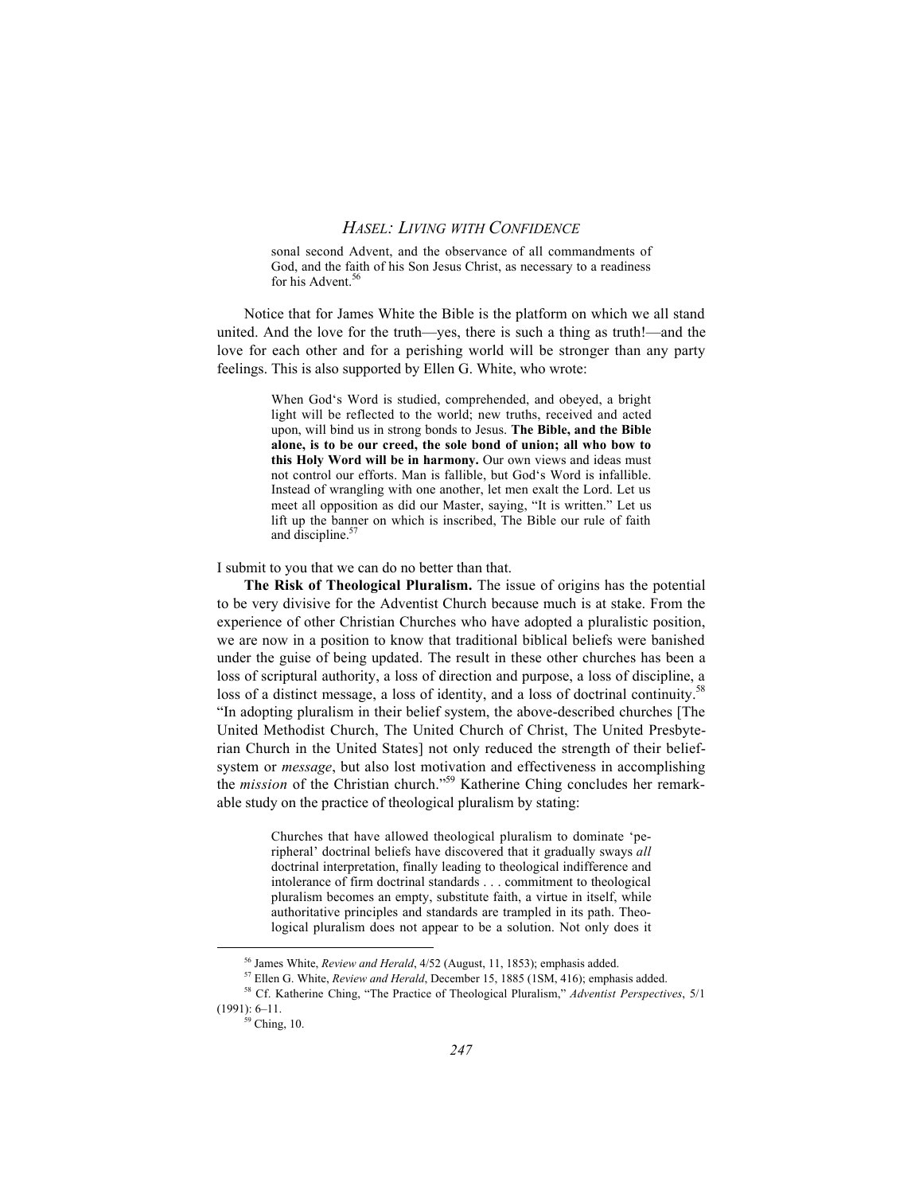> sonal second Advent, and the observance of all commandments of God, and the faith of his Son Jesus Christ, as necessary to a readiness for his Advent.[56]

Notice that for James White the Bible is the platform on which we all stand united. And the love for the truth—yes, there is such a thing as truth!—and the love for each other and for a perishing world will be stronger than any party feelings. This is also supported by Ellen G. White, who wrote:

> When God's Word is studied, comprehended, and obeyed, a bright light will be reflected to the world; new truths, received and acted upon, will bind us in strong bonds to Jesus. **The Bible, and the Bible alone, is to be our creed, the sole bond of union; all who bow to this Holy Word will be in harmony.** Our own views and ideas must not control our efforts. Man is fallible, but God's Word is infallible. Instead of wrangling with one another, let men exalt the Lord. Let us meet all opposition as did our Master, saying, "It is written." Let us lift up the banner on which is inscribed, The Bible our rule of faith and discipline.[57]

I submit to you that we can do no better than that.

**The Risk of Theological Pluralism.** The issue of origins has the potential to be very divisive for the Adventist Church because much is at stake. From the experience of other Christian Churches who have adopted a pluralistic position, we are now in a position to know that traditional biblical beliefs were banished under the guise of being updated. The result in these other churches has been a loss of scriptural authority, a loss of direction and purpose, a loss of discipline, a loss of a distinct message, a loss of identity, and a loss of doctrinal continuity.[58] "In adopting pluralism in their belief system, the above-described churches [The United Methodist Church, The United Church of Christ, The United Presbyterian Church in the United States] not only reduced the strength of their belief-system or *message*, but also lost motivation and effectiveness in accomplishing the *mission* of the Christian church."[59] Katherine Ching concludes her remarkable study on the practice of theological pluralism by stating:

> Churches that have allowed theological pluralism to dominate 'peripheral' doctrinal beliefs have discovered that it gradually sways *all* doctrinal interpretation, finally leading to theological indifference and intolerance of firm doctrinal standards . . . commitment to theological pluralism becomes an empty, substitute faith, a virtue in itself, while authoritative principles and standards are trampled in its path. Theological pluralism does not appear to be a solution. Not only does it

---

[56] James White, *Review and Herald*, 4/52 (August, 11, 1853); emphasis added.

[57] Ellen G. White, *Review and Herald*, December 15, 1885 (1SM, 416); emphasis added.

[58] Cf. Katherine Ching, "The Practice of Theological Pluralism," *Adventist Perspectives*, 5/1 (1991): 6–11.

[59] Ching, 10.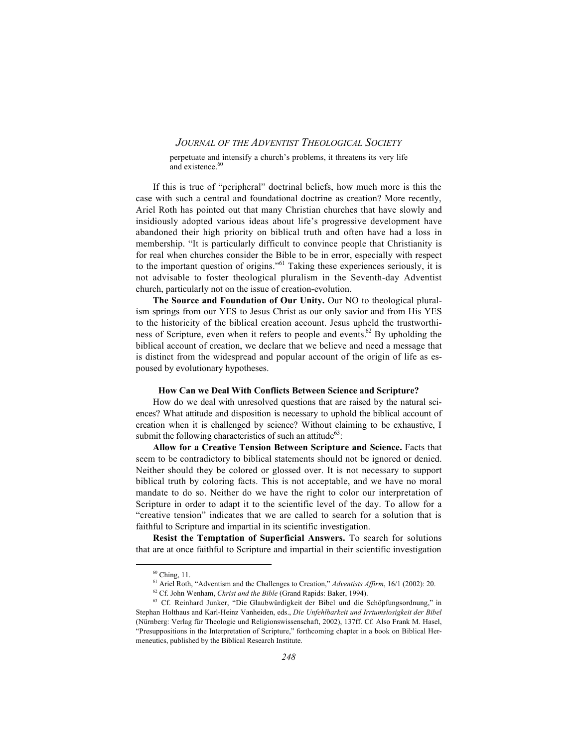> perpetuate and intensify a church's problems, it threatens its very life and existence.[60]

If this is true of "peripheral" doctrinal beliefs, how much more is this the case with such a central and foundational doctrine as creation? More recently, Ariel Roth has pointed out that many Christian churches that have slowly and insidiously adopted various ideas about life's progressive development have abandoned their high priority on biblical truth and often have had a loss in membership. "It is particularly difficult to convince people that Christianity is for real when churches consider the Bible to be in error, especially with respect to the important question of origins."[61] Taking these experiences seriously, it is not advisable to foster theological pluralism in the Seventh-day Adventist church, particularly not on the issue of creation-evolution.

**The Source and Foundation of Our Unity.** Our NO to theological pluralism springs from our YES to Jesus Christ as our only savior and from His YES to the historicity of the biblical creation account. Jesus upheld the trustworthiness of Scripture, even when it refers to people and events.[62] By upholding the biblical account of creation, we declare that we believe and need a message that is distinct from the widespread and popular account of the origin of life as espoused by evolutionary hypotheses.

### How Can we Deal With Conflicts Between Science and Scripture?

How do we deal with unresolved questions that are raised by the natural sciences? What attitude and disposition is necessary to uphold the biblical account of creation when it is challenged by science? Without claiming to be exhaustive, I submit the following characteristics of such an attitude[63]:

**Allow for a Creative Tension Between Scripture and Science.** Facts that seem to be contradictory to biblical statements should not be ignored or denied. Neither should they be colored or glossed over. It is not necessary to support biblical truth by coloring facts. This is not acceptable, and we have no moral mandate to do so. Neither do we have the right to color our interpretation of Scripture in order to adapt it to the scientific level of the day. To allow for a "creative tension" indicates that we are called to search for a solution that is faithful to Scripture and impartial in its scientific investigation.

**Resist the Temptation of Superficial Answers.** To search for solutions that are at once faithful to Scripture and impartial in their scientific investigation

---

[60] Ching, 11.

[61] Ariel Roth, "Adventism and the Challenges to Creation," *Adventists Affirm*, 16/1 (2002): 20.

[62] Cf. John Wenham, *Christ and the Bible* (Grand Rapids: Baker, 1994).

[63] Cf. Reinhard Junker, "Die Glaubwürdigkeit der Bibel und die Schöpfungsordnung," in Stephan Holthaus and Karl-Heinz Vanheiden, eds., *Die Unfehlbarkeit und Irrtumslosigkeit der Bibel* (Nürnberg: Verlag für Theologie und Religionswissenschaft, 2002), 137ff. Cf. Also Frank M. Hasel, "Presuppositions in the Interpretation of Scripture," forthcoming chapter in a book on Biblical Hermeneutics, published by the Biblical Research Institute.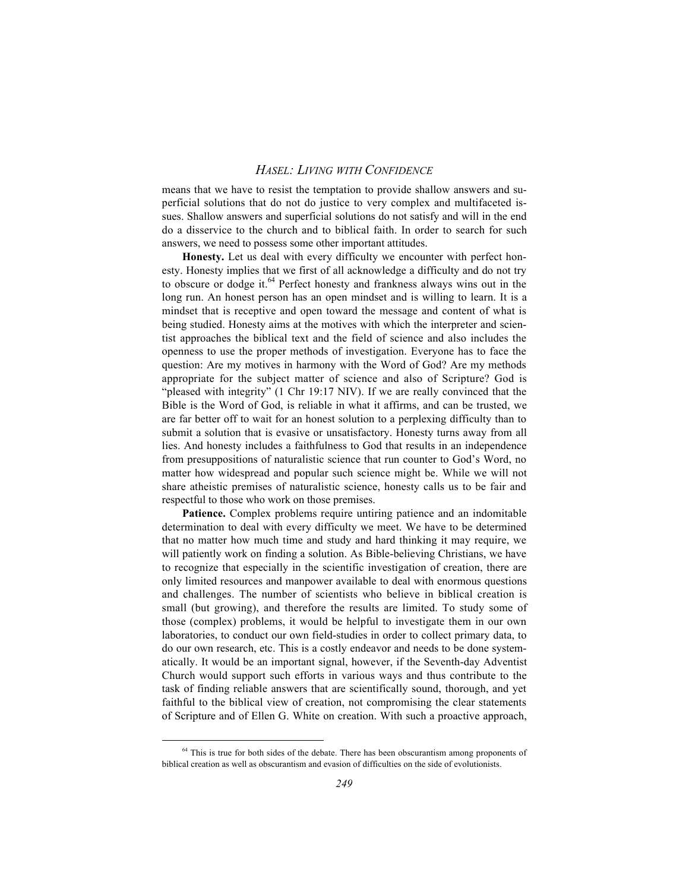means that we have to resist the temptation to provide shallow answers and superficial solutions that do not do justice to very complex and multifaceted issues. Shallow answers and superficial solutions do not satisfy and will in the end do a disservice to the church and to biblical faith. In order to search for such answers, we need to possess some other important attitudes.

**Honesty.** Let us deal with every difficulty we encounter with perfect honesty. Honesty implies that we first of all acknowledge a difficulty and do not try to obscure or dodge it.[64] Perfect honesty and frankness always wins out in the long run. An honest person has an open mindset and is willing to learn. It is a mindset that is receptive and open toward the message and content of what is being studied. Honesty aims at the motives with which the interpreter and scientist approaches the biblical text and the field of science and also includes the openness to use the proper methods of investigation. Everyone has to face the question: Are my motives in harmony with the Word of God? Are my methods appropriate for the subject matter of science and also of Scripture? God is "pleased with integrity" (1 Chr 19:17 NIV). If we are really convinced that the Bible is the Word of God, is reliable in what it affirms, and can be trusted, we are far better off to wait for an honest solution to a perplexing difficulty than to submit a solution that is evasive or unsatisfactory. Honesty turns away from all lies. And honesty includes a faithfulness to God that results in an independence from presuppositions of naturalistic science that run counter to God's Word, no matter how widespread and popular such science might be. While we will not share atheistic premises of naturalistic science, honesty calls us to be fair and respectful to those who work on those premises.

**Patience.** Complex problems require untiring patience and an indomitable determination to deal with every difficulty we meet. We have to be determined that no matter how much time and study and hard thinking it may require, we will patiently work on finding a solution. As Bible-believing Christians, we have to recognize that especially in the scientific investigation of creation, there are only limited resources and manpower available to deal with enormous questions and challenges. The number of scientists who believe in biblical creation is small (but growing), and therefore the results are limited. To study some of those (complex) problems, it would be helpful to investigate them in our own laboratories, to conduct our own field-studies in order to collect primary data, to do our own research, etc. This is a costly endeavor and needs to be done systematically. It would be an important signal, however, if the Seventh-day Adventist Church would support such efforts in various ways and thus contribute to the task of finding reliable answers that are scientifically sound, thorough, and yet faithful to the biblical view of creation, not compromising the clear statements of Scripture and of Ellen G. White on creation. With such a proactive approach,

---

[64] This is true for both sides of the debate. There has been obscurantism among proponents of biblical creation as well as obscurantism and evasion of difficulties on the side of evolutionists.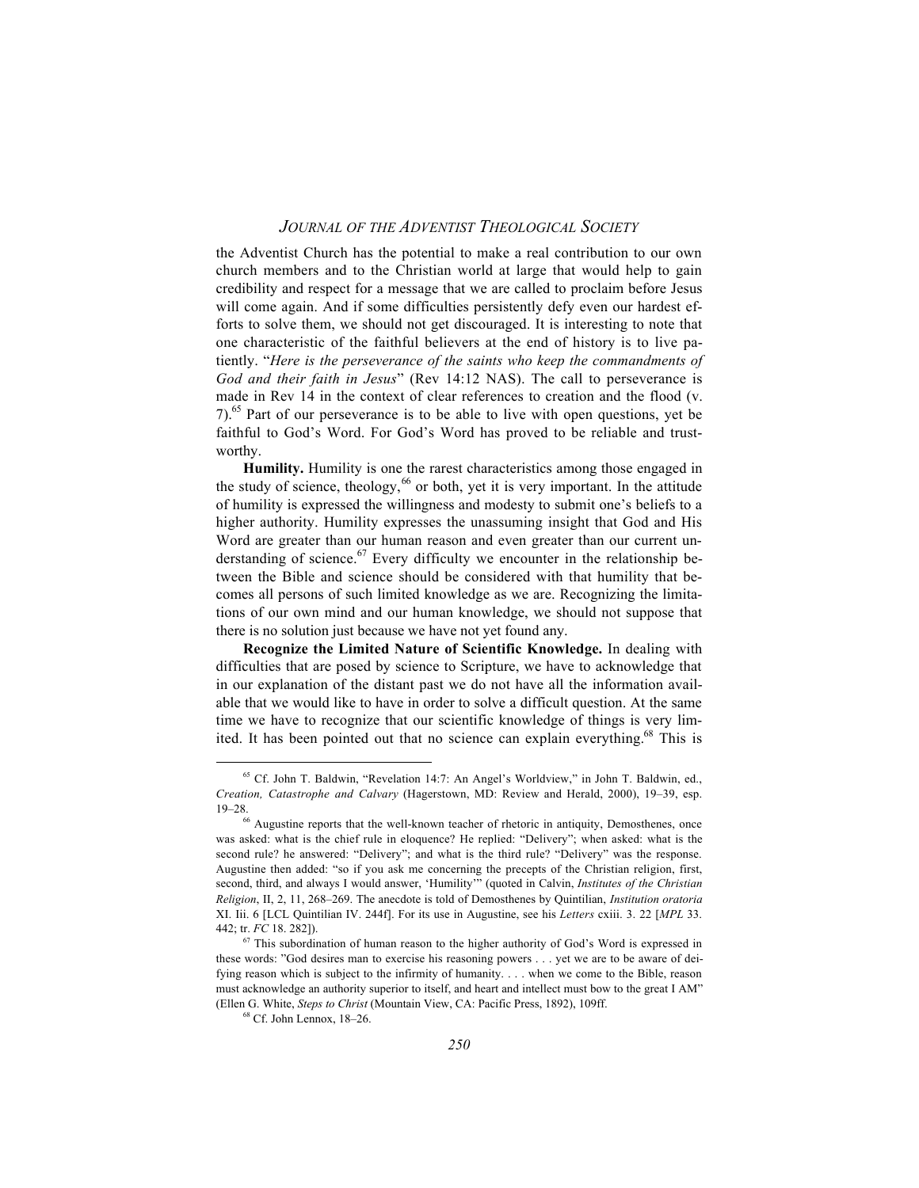the Adventist Church has the potential to make a real contribution to our own church members and to the Christian world at large that would help to gain credibility and respect for a message that we are called to proclaim before Jesus will come again. And if some difficulties persistently defy even our hardest efforts to solve them, we should not get discouraged. It is interesting to note that one characteristic of the faithful believers at the end of history is to live patiently. "*Here is the perseverance of the saints who keep the commandments of God and their faith in Jesus*" (Rev 14:12 NAS). The call to perseverance is made in Rev 14 in the context of clear references to creation and the flood (v. 7).[65] Part of our perseverance is to be able to live with open questions, yet be faithful to God's Word. For God's Word has proved to be reliable and trustworthy.

**Humility.** Humility is one the rarest characteristics among those engaged in the study of science, theology,[66] or both, yet it is very important. In the attitude of humility is expressed the willingness and modesty to submit one's beliefs to a higher authority. Humility expresses the unassuming insight that God and His Word are greater than our human reason and even greater than our current understanding of science.[67] Every difficulty we encounter in the relationship between the Bible and science should be considered with that humility that becomes all persons of such limited knowledge as we are. Recognizing the limitations of our own mind and our human knowledge, we should not suppose that there is no solution just because we have not yet found any.

**Recognize the Limited Nature of Scientific Knowledge.** In dealing with difficulties that are posed by science to Scripture, we have to acknowledge that in our explanation of the distant past we do not have all the information available that we would like to have in order to solve a difficult question. At the same time we have to recognize that our scientific knowledge of things is very limited. It has been pointed out that no science can explain everything.[68] This is

---

[65] Cf. John T. Baldwin, "Revelation 14:7: An Angel's Worldview," in John T. Baldwin, ed., *Creation, Catastrophe and Calvary* (Hagerstown, MD: Review and Herald, 2000), 19–39, esp. 19–28.

[66] Augustine reports that the well-known teacher of rhetoric in antiquity, Demosthenes, once was asked: what is the chief rule in eloquence? He replied: "Delivery"; when asked: what is the second rule? he answered: "Delivery"; and what is the third rule? "Delivery" was the response. Augustine then added: "so if you ask me concerning the precepts of the Christian religion, first, second, third, and always I would answer, 'Humility'" (quoted in Calvin, *Institutes of the Christian Religion*, II, 2, 11, 268–269. The anecdote is told of Demosthenes by Quintilian, *Institution oratoria* XI. Iii. 6 [LCL Quintilian IV. 244f]. For its use in Augustine, see his *Letters* cxiii. 3. 22 [*MPL* 33. 442; tr. *FC* 18. 282]).

[67] This subordination of human reason to the higher authority of God's Word is expressed in these words: "God desires man to exercise his reasoning powers . . . yet we are to be aware of deifying reason which is subject to the infirmity of humanity. . . . when we come to the Bible, reason must acknowledge an authority superior to itself, and heart and intellect must bow to the great I AM" (Ellen G. White, *Steps to Christ* (Mountain View, CA: Pacific Press, 1892), 109ff.

[68] Cf. John Lennox, 18–26.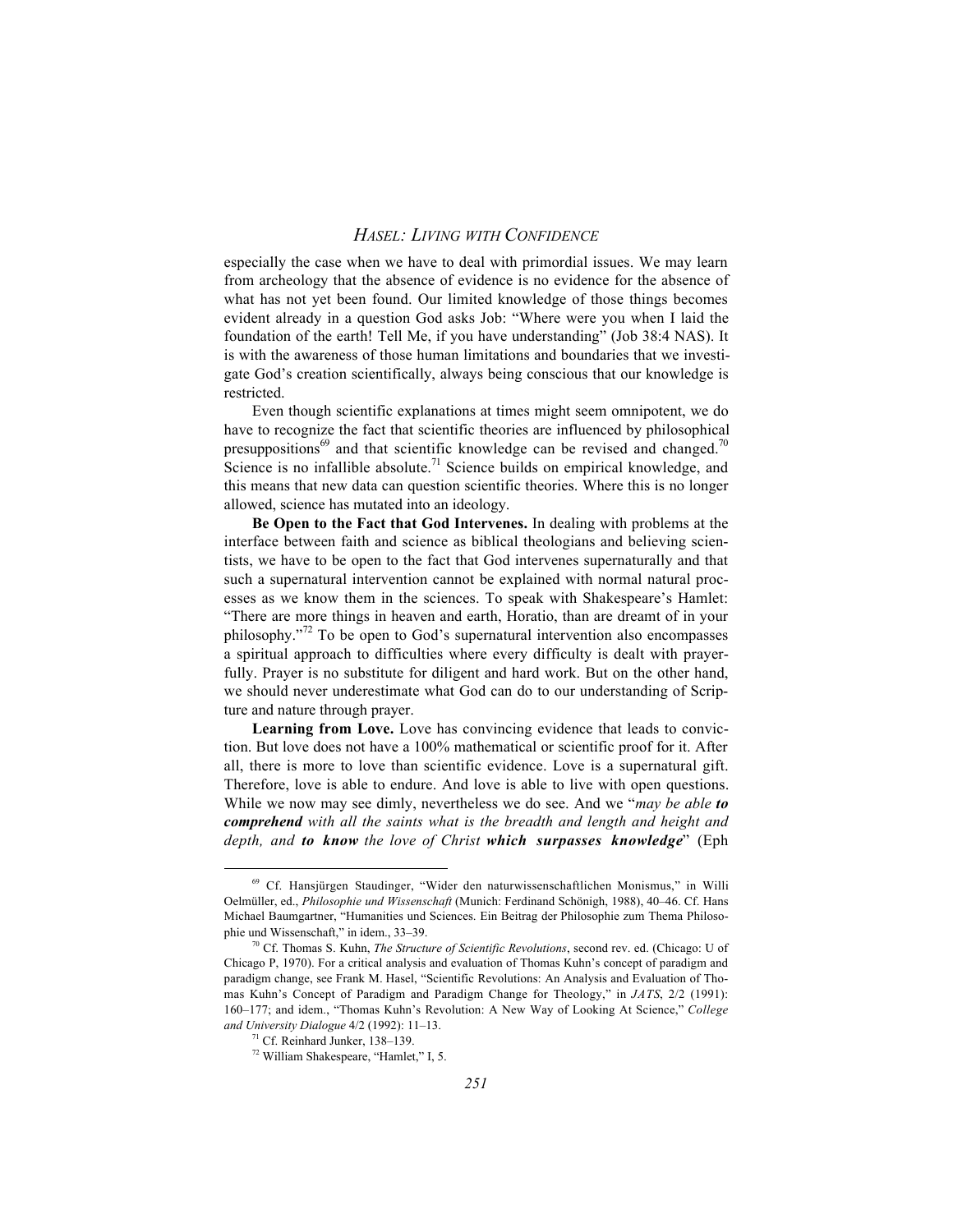especially the case when we have to deal with primordial issues. We may learn from archeology that the absence of evidence is no evidence for the absence of what has not yet been found. Our limited knowledge of those things becomes evident already in a question God asks Job: "Where were you when I laid the foundation of the earth! Tell Me, if you have understanding" (Job 38:4 NAS). It is with the awareness of those human limitations and boundaries that we investigate God's creation scientifically, always being conscious that our knowledge is restricted.

Even though scientific explanations at times might seem omnipotent, we do have to recognize the fact that scientific theories are influenced by philosophical presuppositions[69] and that scientific knowledge can be revised and changed.[70] Science is no infallible absolute.[71] Science builds on empirical knowledge, and this means that new data can question scientific theories. Where this is no longer allowed, science has mutated into an ideology.

**Be Open to the Fact that God Intervenes.** In dealing with problems at the interface between faith and science as biblical theologians and believing scientists, we have to be open to the fact that God intervenes supernaturally and that such a supernatural intervention cannot be explained with normal natural processes as we know them in the sciences. To speak with Shakespeare's Hamlet: "There are more things in heaven and earth, Horatio, than are dreamt of in your philosophy."[72] To be open to God's supernatural intervention also encompasses a spiritual approach to difficulties where every difficulty is dealt with prayerfully. Prayer is no substitute for diligent and hard work. But on the other hand, we should never underestimate what God can do to our understanding of Scripture and nature through prayer.

**Learning from Love.** Love has convincing evidence that leads to conviction. But love does not have a 100% mathematical or scientific proof for it. After all, there is more to love than scientific evidence. Love is a supernatural gift. Therefore, love is able to endure. And love is able to live with open questions. While we now may see dimly, nevertheless we do see. And we "*may be able **to comprehend** with all the saints what is the breadth and length and height and depth, and **to know** the love of Christ **which surpasses knowledge***" (Eph

---

[69] Cf. Hansjürgen Staudinger, "Wider den naturwissenschaftlichen Monismus," in Willi Oelmüller, ed., *Philosophie und Wissenschaft* (Munich: Ferdinand Schönigh, 1988), 40–46. Cf. Hans Michael Baumgartner, "Humanities und Sciences. Ein Beitrag der Philosophie zum Thema Philosophie und Wissenschaft," in idem., 33–39.

[70] Cf. Thomas S. Kuhn, *The Structure of Scientific Revolutions*, second rev. ed. (Chicago: U of Chicago P, 1970). For a critical analysis and evaluation of Thomas Kuhn's concept of paradigm and paradigm change, see Frank M. Hasel, "Scientific Revolutions: An Analysis and Evaluation of Thomas Kuhn's Concept of Paradigm and Paradigm Change for Theology," in *JATS*, 2/2 (1991): 160–177; and idem., "Thomas Kuhn's Revolution: A New Way of Looking At Science," *College and University Dialogue* 4/2 (1992): 11–13.

[71] Cf. Reinhard Junker, 138–139.

[72] William Shakespeare, "Hamlet," I, 5.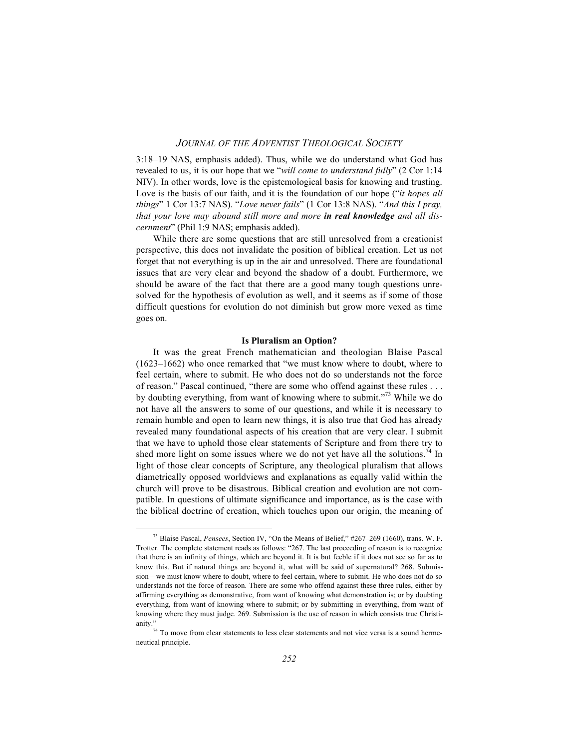3:18–19 NAS, emphasis added). Thus, while we do understand what God has revealed to us, it is our hope that we "*will come to understand fully*" (2 Cor 1:14 NIV). In other words, love is the epistemological basis for knowing and trusting. Love is the basis of our faith, and it is the foundation of our hope ("*it hopes all things*" 1 Cor 13:7 NAS). "*Love never fails*" (1 Cor 13:8 NAS). "*And this I pray, that your love may abound still more and more* ***in real knowledge*** *and all discernment*" (Phil 1:9 NAS; emphasis added).

While there are some questions that are still unresolved from a creationist perspective, this does not invalidate the position of biblical creation. Let us not forget that not everything is up in the air and unresolved. There are foundational issues that are very clear and beyond the shadow of a doubt. Furthermore, we should be aware of the fact that there are a good many tough questions unresolved for the hypothesis of evolution as well, and it seems as if some of those difficult questions for evolution do not diminish but grow more vexed as time goes on.

### Is Pluralism an Option?

It was the great French mathematician and theologian Blaise Pascal (1623–1662) who once remarked that "we must know where to doubt, where to feel certain, where to submit. He who does not do so understands not the force of reason." Pascal continued, "there are some who offend against these rules . . . by doubting everything, from want of knowing where to submit."[73] While we do not have all the answers to some of our questions, and while it is necessary to remain humble and open to learn new things, it is also true that God has already revealed many foundational aspects of his creation that are very clear. I submit that we have to uphold those clear statements of Scripture and from there try to shed more light on some issues where we do not yet have all the solutions.[74] In light of those clear concepts of Scripture, any theological pluralism that allows diametrically opposed worldviews and explanations as equally valid within the church will prove to be disastrous. Biblical creation and evolution are not compatible. In questions of ultimate significance and importance, as is the case with the biblical doctrine of creation, which touches upon our origin, the meaning of

---

[73] Blaise Pascal, *Pensees*, Section IV, "On the Means of Belief," #267–269 (1660), trans. W. F. Trotter. The complete statement reads as follows: "267. The last proceeding of reason is to recognize that there is an infinity of things, which are beyond it. It is but feeble if it does not see so far as to know this. But if natural things are beyond it, what will be said of supernatural? 268. Submission—we must know where to doubt, where to feel certain, where to submit. He who does not do so understands not the force of reason. There are some who offend against these three rules, either by affirming everything as demonstrative, from want of knowing what demonstration is; or by doubting everything, from want of knowing where to submit; or by submitting in everything, from want of knowing where they must judge. 269. Submission is the use of reason in which consists true Christianity."

[74] To move from clear statements to less clear statements and not vice versa is a sound hermeneutical principle.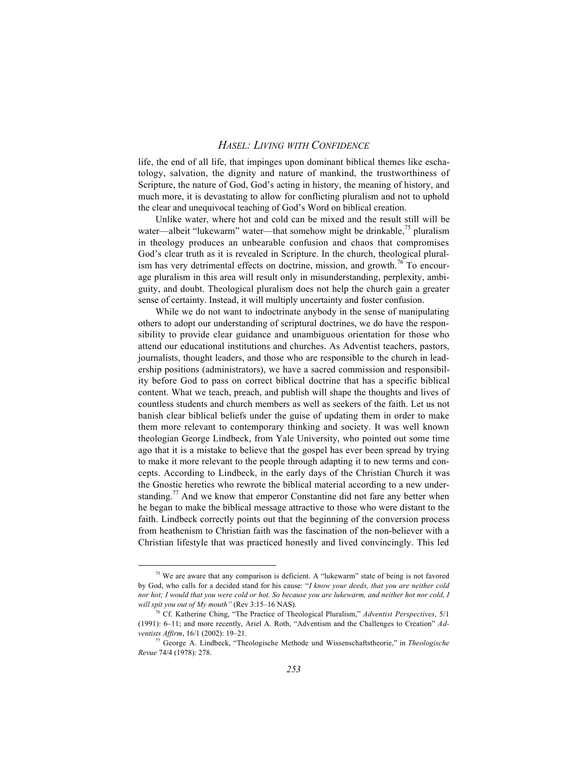life, the end of all life, that impinges upon dominant biblical themes like eschatology, salvation, the dignity and nature of mankind, the trustworthiness of Scripture, the nature of God, God's acting in history, the meaning of history, and much more, it is devastating to allow for conflicting pluralism and not to uphold the clear and unequivocal teaching of God's Word on biblical creation.

Unlike water, where hot and cold can be mixed and the result still will be water—albeit "lukewarm" water—that somehow might be drinkable,[75] pluralism in theology produces an unbearable confusion and chaos that compromises God's clear truth as it is revealed in Scripture. In the church, theological pluralism has very detrimental effects on doctrine, mission, and growth.[76] To encourage pluralism in this area will result only in misunderstanding, perplexity, ambiguity, and doubt. Theological pluralism does not help the church gain a greater sense of certainty. Instead, it will multiply uncertainty and foster confusion.

While we do not want to indoctrinate anybody in the sense of manipulating others to adopt our understanding of scriptural doctrines, we do have the responsibility to provide clear guidance and unambiguous orientation for those who attend our educational institutions and churches. As Adventist teachers, pastors, journalists, thought leaders, and those who are responsible to the church in leadership positions (administrators), we have a sacred commission and responsibility before God to pass on correct biblical doctrine that has a specific biblical content. What we teach, preach, and publish will shape the thoughts and lives of countless students and church members as well as seekers of the faith. Let us not banish clear biblical beliefs under the guise of updating them in order to make them more relevant to contemporary thinking and society. It was well known theologian George Lindbeck, from Yale University, who pointed out some time ago that it is a mistake to believe that the gospel has ever been spread by trying to make it more relevant to the people through adapting it to new terms and concepts. According to Lindbeck, in the early days of the Christian Church it was the Gnostic heretics who rewrote the biblical material according to a new understanding.[77] And we know that emperor Constantine did not fare any better when he began to make the biblical message attractive to those who were distant to the faith. Lindbeck correctly points out that the beginning of the conversion process from heathenism to Christian faith was the fascination of the non-believer with a Christian lifestyle that was practiced honestly and lived convincingly. This led

---

[75] We are aware that any comparison is deficient. A "lukewarm" state of being is not favored by God, who calls for a decided stand for his cause: "*I know your deeds, that you are neither cold nor hot; I would that you were cold or hot. So because you are lukewarm, and neither hot nor cold, I will spit you out of My mouth"* (Rev 3:15–16 NAS).

[76] Cf. Katherine Ching, "The Practice of Theological Pluralism," *Adventist Perspectives*, 5/1 (1991): 6–11; and more recently, Ariel A. Roth, "Adventism and the Challenges to Creation" *Adventists Affirm*, 16/1 (2002): 19–21.

[77] George A. Lindbeck, "Theologische Methode und Wissenschaftstheorie," in *Theologische Revue* 74/4 (1978): 278.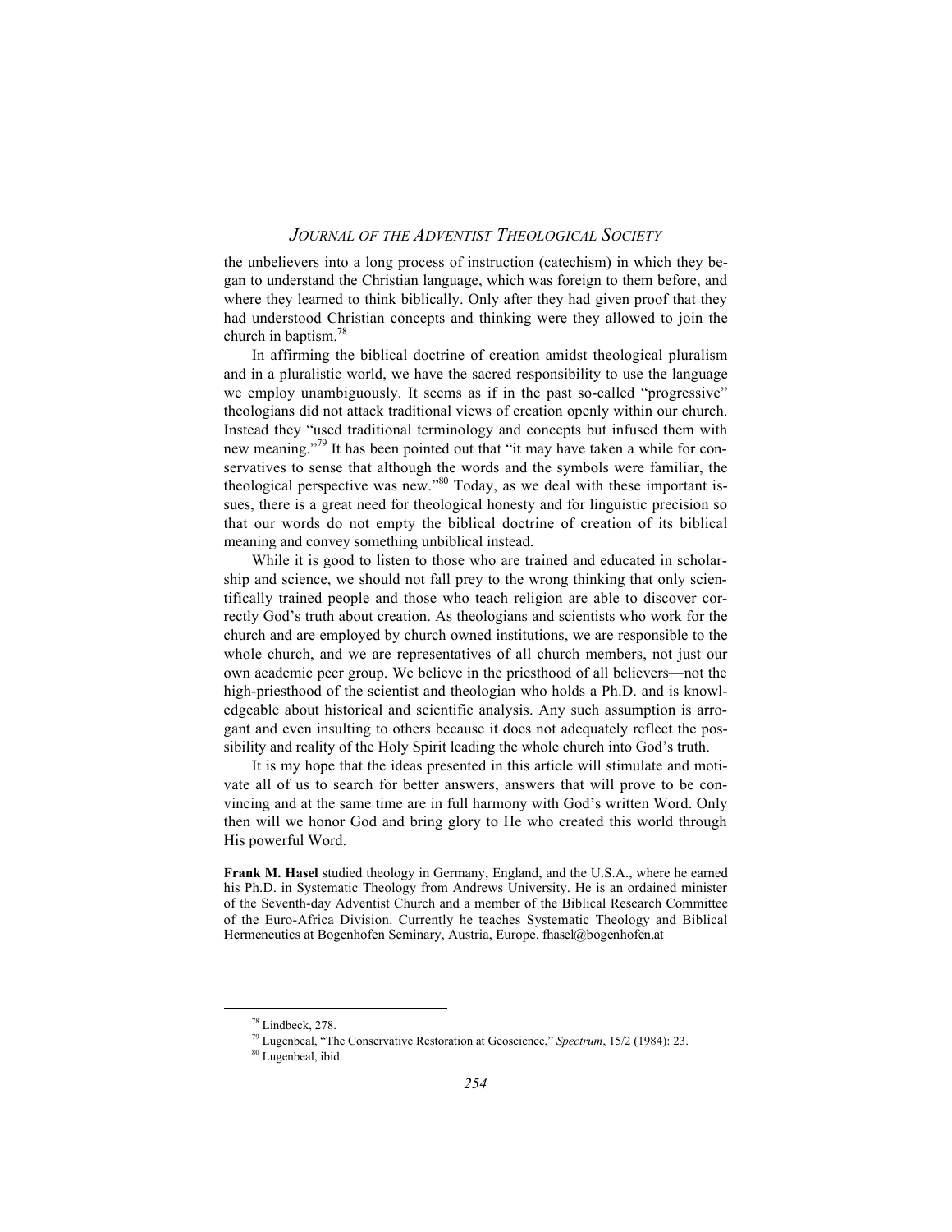the unbelievers into a long process of instruction (catechism) in which they began to understand the Christian language, which was foreign to them before, and where they learned to think biblically. Only after they had given proof that they had understood Christian concepts and thinking were they allowed to join the church in baptism.[78]

In affirming the biblical doctrine of creation amidst theological pluralism and in a pluralistic world, we have the sacred responsibility to use the language we employ unambiguously. It seems as if in the past so-called "progressive" theologians did not attack traditional views of creation openly within our church. Instead they "used traditional terminology and concepts but infused them with new meaning."[79] It has been pointed out that "it may have taken a while for conservatives to sense that although the words and the symbols were familiar, the theological perspective was new."[80] Today, as we deal with these important issues, there is a great need for theological honesty and for linguistic precision so that our words do not empty the biblical doctrine of creation of its biblical meaning and convey something unbiblical instead.

While it is good to listen to those who are trained and educated in scholarship and science, we should not fall prey to the wrong thinking that only scientifically trained people and those who teach religion are able to discover correctly God's truth about creation. As theologians and scientists who work for the church and are employed by church owned institutions, we are responsible to the whole church, and we are representatives of all church members, not just our own academic peer group. We believe in the priesthood of all believers—not the high-priesthood of the scientist and theologian who holds a Ph.D. and is knowledgeable about historical and scientific analysis. Any such assumption is arrogant and even insulting to others because it does not adequately reflect the possibility and reality of the Holy Spirit leading the whole church into God's truth.

It is my hope that the ideas presented in this article will stimulate and motivate all of us to search for better answers, answers that will prove to be convincing and at the same time are in full harmony with God's written Word. Only then will we honor God and bring glory to He who created this world through His powerful Word.

**Frank M. Hasel** studied theology in Germany, England, and the U.S.A., where he earned his Ph.D. in Systematic Theology from Andrews University. He is an ordained minister of the Seventh-day Adventist Church and a member of the Biblical Research Committee of the Euro-Africa Division. Currently he teaches Systematic Theology and Biblical Hermeneutics at Bogenhofen Seminary, Austria, Europe. fhasel@bogenhofen.at

---

[78] Lindbeck, 278.

[79] Lugenbeal, "The Conservative Restoration at Geoscience," *Spectrum*, 15/2 (1984): 23.

[80] Lugenbeal, ibid.